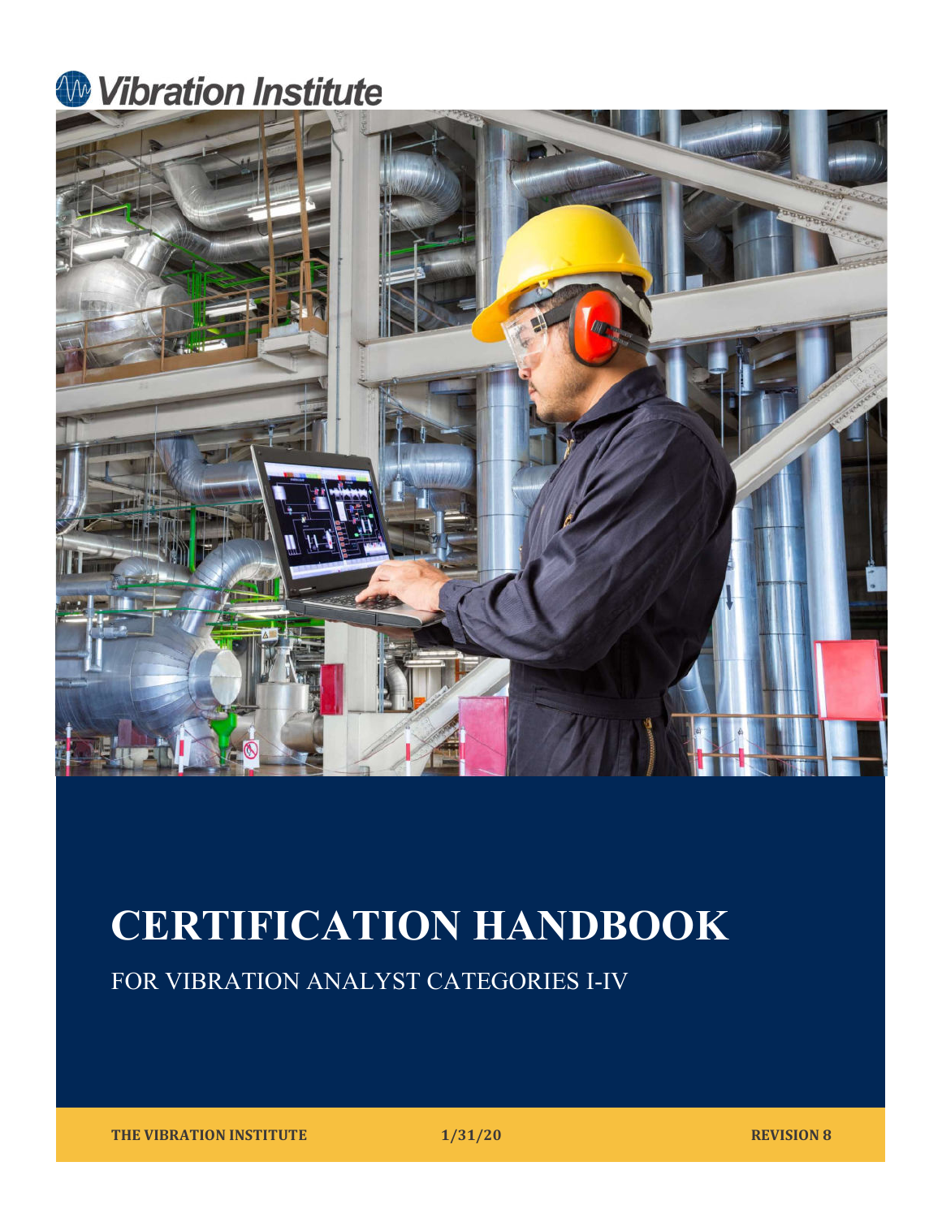Vibration Institute

# CERTIFICATION HANDBOOK

FOR VIBRATION ANALYST CATEGORIES I-IV

THE VIBRATION INSTITUTE 1/31/20 REVISION 8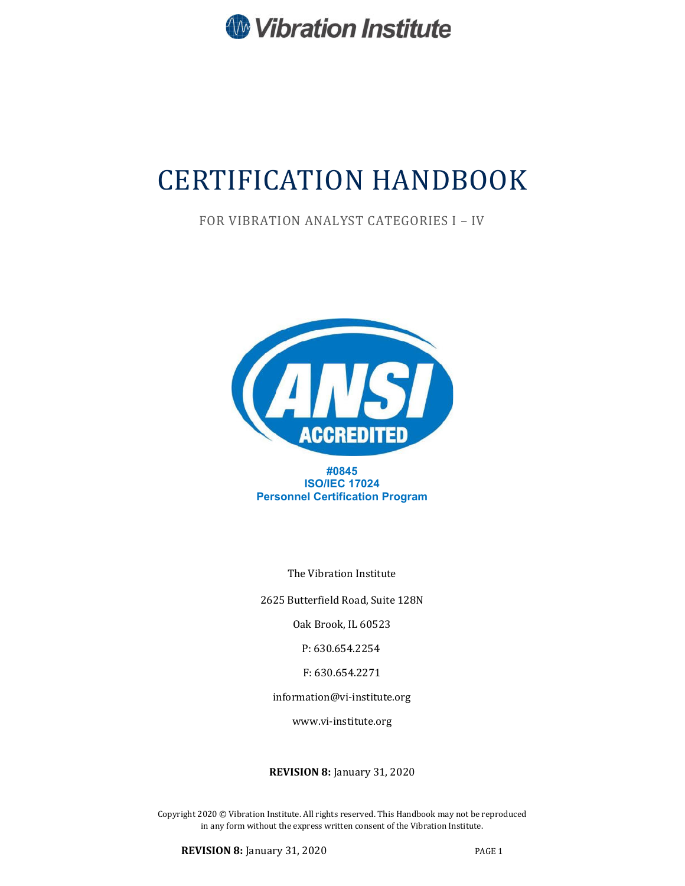Vibration Institute

# CERTIFICATION HANDBOOK

FOR VIBRATION ANALYST CATEGORIES I – IV

ANSI ACCREDITED

**#0845**
**ISO/IEC 17024**
**Personnel Certification Program**

The Vibration Institute

2625 Butterfield Road, Suite 128N

Oak Brook, IL 60523

P: 630.654.2254

F: 630.654.2271

information@vi-institute.org

www.vi-institute.org

**REVISION 8:** January 31, 2020

Copyright 2020 © Vibration Institute. All rights reserved. This Handbook may not be reproduced in any form without the express written consent of the Vibration Institute.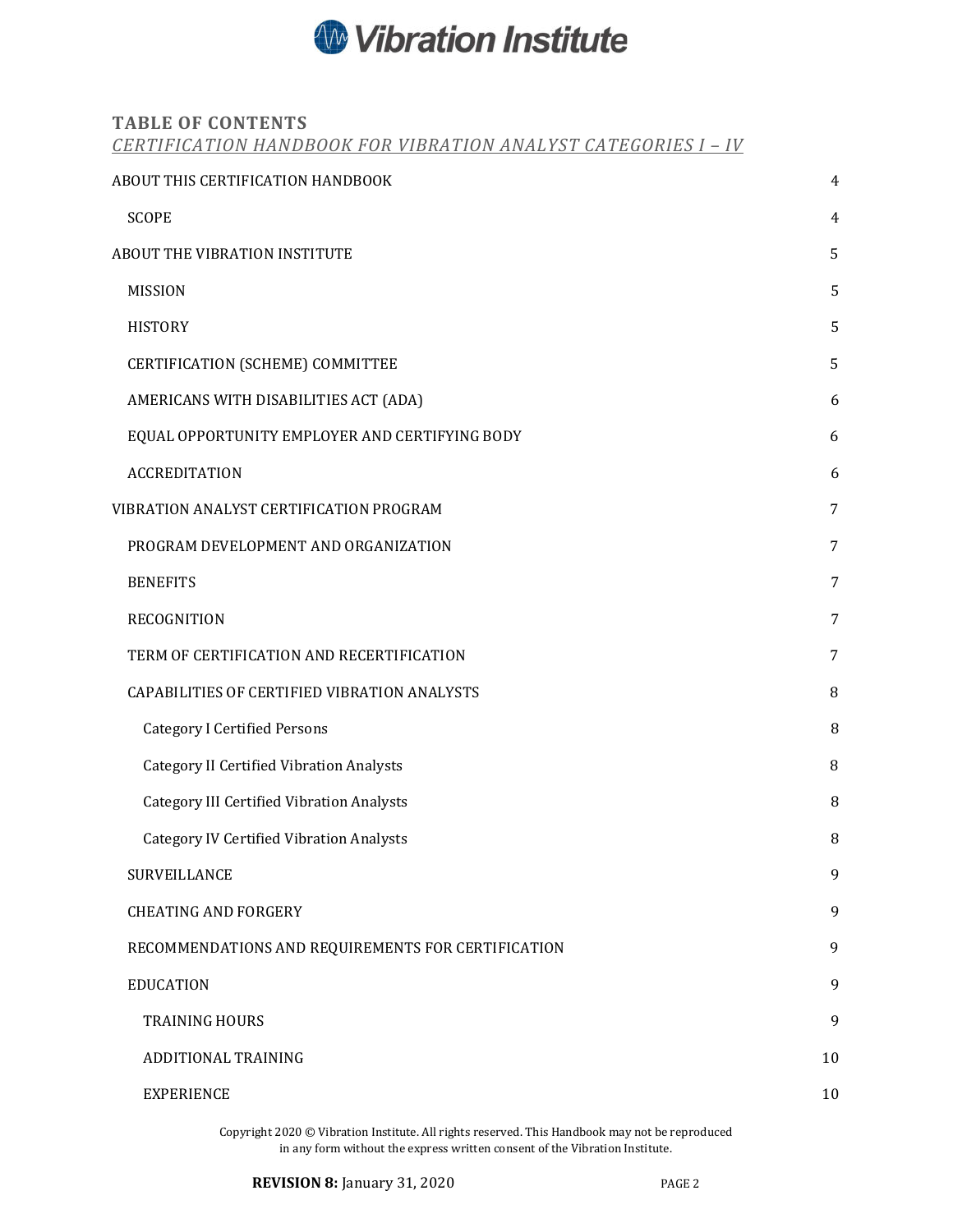# TABLE OF CONTENTS

*CERTIFICATION HANDBOOK FOR VIBRATION ANALYST CATEGORIES I – IV*

| | |
|---|---|
| ABOUT THIS CERTIFICATION HANDBOOK | 4 |
| SCOPE | 4 |
| ABOUT THE VIBRATION INSTITUTE | 5 |
| MISSION | 5 |
| HISTORY | 5 |
| CERTIFICATION (SCHEME) COMMITTEE | 5 |
| AMERICANS WITH DISABILITIES ACT (ADA) | 6 |
| EQUAL OPPORTUNITY EMPLOYER AND CERTIFYING BODY | 6 |
| ACCREDITATION | 6 |
| VIBRATION ANALYST CERTIFICATION PROGRAM | 7 |
| PROGRAM DEVELOPMENT AND ORGANIZATION | 7 |
| BENEFITS | 7 |
| RECOGNITION | 7 |
| TERM OF CERTIFICATION AND RECERTIFICATION | 7 |
| CAPABILITIES OF CERTIFIED VIBRATION ANALYSTS | 8 |
| Category I Certified Persons | 8 |
| Category II Certified Vibration Analysts | 8 |
| Category III Certified Vibration Analysts | 8 |
| Category IV Certified Vibration Analysts | 8 |
| SURVEILLANCE | 9 |
| CHEATING AND FORGERY | 9 |
| RECOMMENDATIONS AND REQUIREMENTS FOR CERTIFICATION | 9 |
| EDUCATION | 9 |
| TRAINING HOURS | 9 |
| ADDITIONAL TRAINING | 10 |
| EXPERIENCE | 10 |

Copyright 2020 © Vibration Institute. All rights reserved. This Handbook may not be reproduced in any form without the express written consent of the Vibration Institute.

**REVISION 8:** January 31, 2020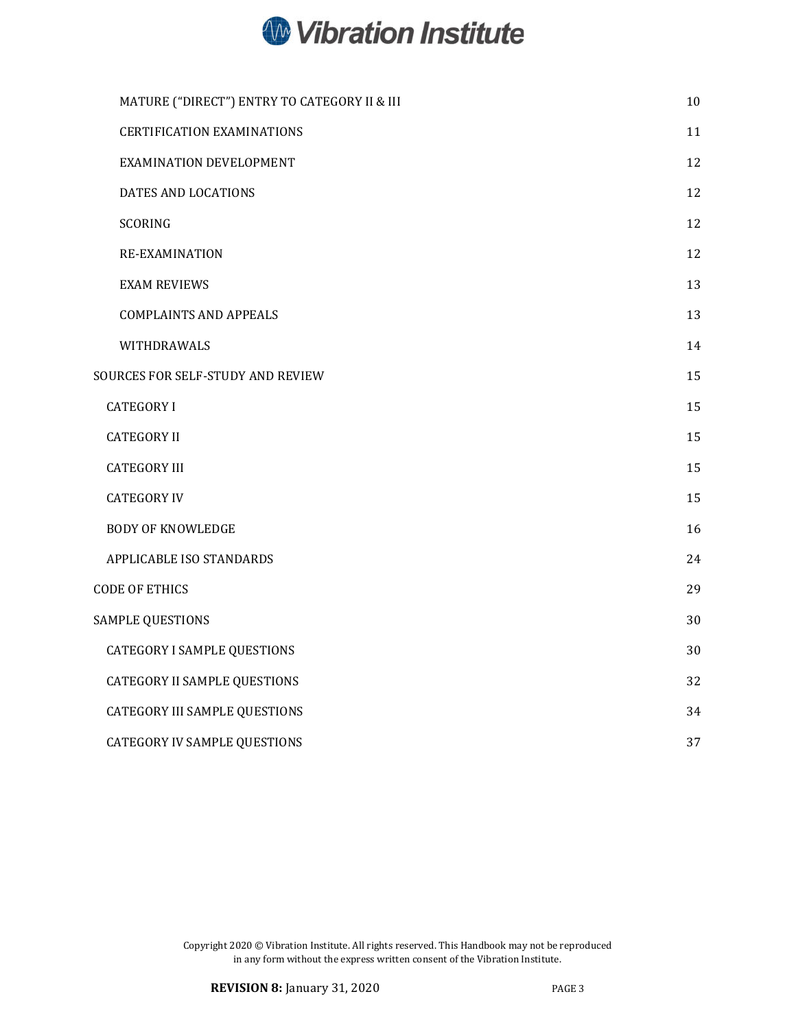| | |
|---|---|
| MATURE ("DIRECT") ENTRY TO CATEGORY II & III | 10 |
| CERTIFICATION EXAMINATIONS | 11 |
| EXAMINATION DEVELOPMENT | 12 |
| DATES AND LOCATIONS | 12 |
| SCORING | 12 |
| RE-EXAMINATION | 12 |
| EXAM REVIEWS | 13 |
| COMPLAINTS AND APPEALS | 13 |
| WITHDRAWALS | 14 |
| SOURCES FOR SELF-STUDY AND REVIEW | 15 |
| CATEGORY I | 15 |
| CATEGORY II | 15 |
| CATEGORY III | 15 |
| CATEGORY IV | 15 |
| BODY OF KNOWLEDGE | 16 |
| APPLICABLE ISO STANDARDS | 24 |
| CODE OF ETHICS | 29 |
| SAMPLE QUESTIONS | 30 |
| CATEGORY I SAMPLE QUESTIONS | 30 |
| CATEGORY II SAMPLE QUESTIONS | 32 |
| CATEGORY III SAMPLE QUESTIONS | 34 |
| CATEGORY IV SAMPLE QUESTIONS | 37 |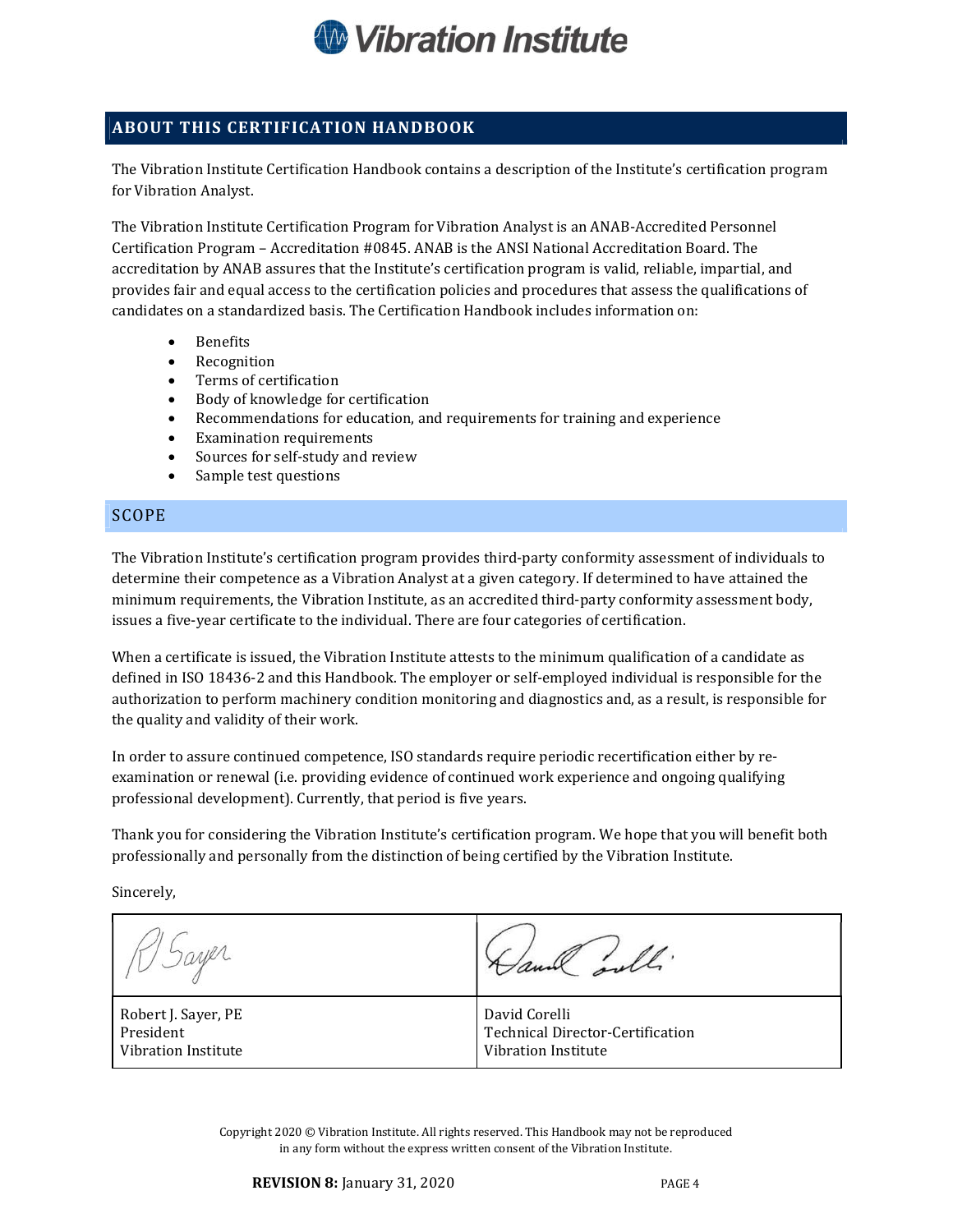## ABOUT THIS CERTIFICATION HANDBOOK

The Vibration Institute Certification Handbook contains a description of the Institute's certification program for Vibration Analyst.

The Vibration Institute Certification Program for Vibration Analyst is an ANAB-Accredited Personnel Certification Program – Accreditation #0845. ANAB is the ANSI National Accreditation Board. The accreditation by ANAB assures that the Institute's certification program is valid, reliable, impartial, and provides fair and equal access to the certification policies and procedures that assess the qualifications of candidates on a standardized basis. The Certification Handbook includes information on:

- Benefits
- Recognition
- Terms of certification
- Body of knowledge for certification
- Recommendations for education, and requirements for training and experience
- Examination requirements
- Sources for self-study and review
- Sample test questions

### SCOPE

The Vibration Institute's certification program provides third-party conformity assessment of individuals to determine their competence as a Vibration Analyst at a given category. If determined to have attained the minimum requirements, the Vibration Institute, as an accredited third-party conformity assessment body, issues a five-year certificate to the individual. There are four categories of certification.

When a certificate is issued, the Vibration Institute attests to the minimum qualification of a candidate as defined in ISO 18436-2 and this Handbook. The employer or self-employed individual is responsible for the authorization to perform machinery condition monitoring and diagnostics and, as a result, is responsible for the quality and validity of their work.

In order to assure continued competence, ISO standards require periodic recertification either by re-examination or renewal (i.e. providing evidence of continued work experience and ongoing qualifying professional development). Currently, that period is five years.

Thank you for considering the Vibration Institute's certification program. We hope that you will benefit both professionally and personally from the distinction of being certified by the Vibration Institute.

Sincerely,

| Robert J. Sayer, PE<br>President<br>Vibration Institute | David Corelli<br>Technical Director-Certification<br>Vibration Institute |
|---|---|

Copyright 2020 © Vibration Institute. All rights reserved. This Handbook may not be reproduced in any form without the express written consent of the Vibration Institute.

**REVISION 8:** January 31, 2020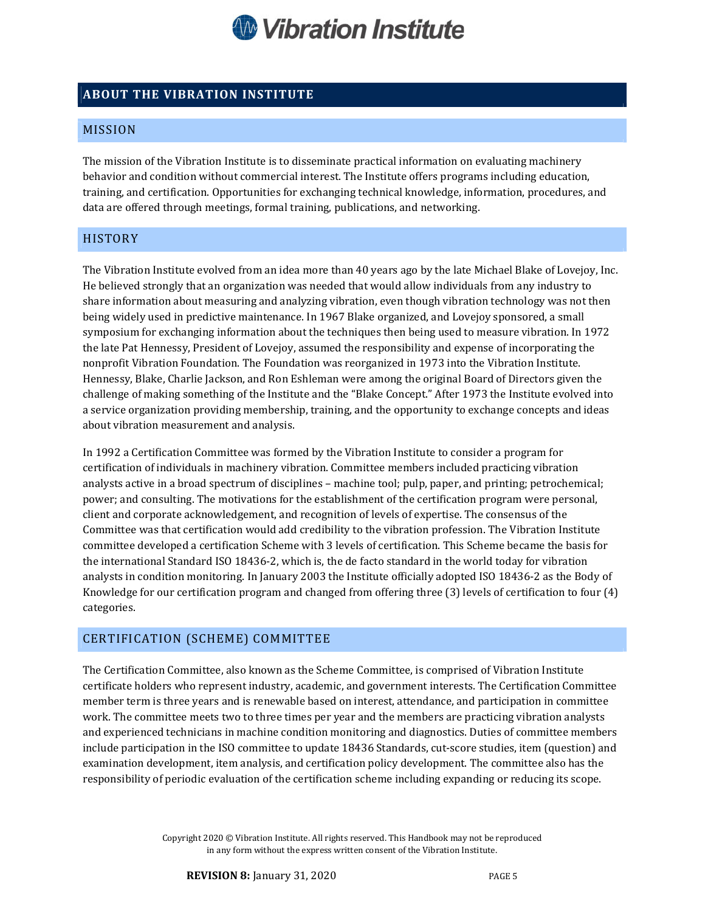## ABOUT THE VIBRATION INSTITUTE

### MISSION

The mission of the Vibration Institute is to disseminate practical information on evaluating machinery behavior and condition without commercial interest. The Institute offers programs including education, training, and certification. Opportunities for exchanging technical knowledge, information, procedures, and data are offered through meetings, formal training, publications, and networking.

### HISTORY

The Vibration Institute evolved from an idea more than 40 years ago by the late Michael Blake of Lovejoy, Inc. He believed strongly that an organization was needed that would allow individuals from any industry to share information about measuring and analyzing vibration, even though vibration technology was not then being widely used in predictive maintenance. In 1967 Blake organized, and Lovejoy sponsored, a small symposium for exchanging information about the techniques then being used to measure vibration. In 1972 the late Pat Hennessy, President of Lovejoy, assumed the responsibility and expense of incorporating the nonprofit Vibration Foundation. The Foundation was reorganized in 1973 into the Vibration Institute. Hennessy, Blake, Charlie Jackson, and Ron Eshleman were among the original Board of Directors given the challenge of making something of the Institute and the "Blake Concept." After 1973 the Institute evolved into a service organization providing membership, training, and the opportunity to exchange concepts and ideas about vibration measurement and analysis.

In 1992 a Certification Committee was formed by the Vibration Institute to consider a program for certification of individuals in machinery vibration. Committee members included practicing vibration analysts active in a broad spectrum of disciplines – machine tool; pulp, paper, and printing; petrochemical; power; and consulting. The motivations for the establishment of the certification program were personal, client and corporate acknowledgement, and recognition of levels of expertise. The consensus of the Committee was that certification would add credibility to the vibration profession. The Vibration Institute committee developed a certification Scheme with 3 levels of certification. This Scheme became the basis for the international Standard ISO 18436-2, which is, the de facto standard in the world today for vibration analysts in condition monitoring. In January 2003 the Institute officially adopted ISO 18436-2 as the Body of Knowledge for our certification program and changed from offering three (3) levels of certification to four (4) categories.

### CERTIFICATION (SCHEME) COMMITTEE

The Certification Committee, also known as the Scheme Committee, is comprised of Vibration Institute certificate holders who represent industry, academic, and government interests. The Certification Committee member term is three years and is renewable based on interest, attendance, and participation in committee work. The committee meets two to three times per year and the members are practicing vibration analysts and experienced technicians in machine condition monitoring and diagnostics. Duties of committee members include participation in the ISO committee to update 18436 Standards, cut-score studies, item (question) and examination development, item analysis, and certification policy development. The committee also has the responsibility of periodic evaluation of the certification scheme including expanding or reducing its scope.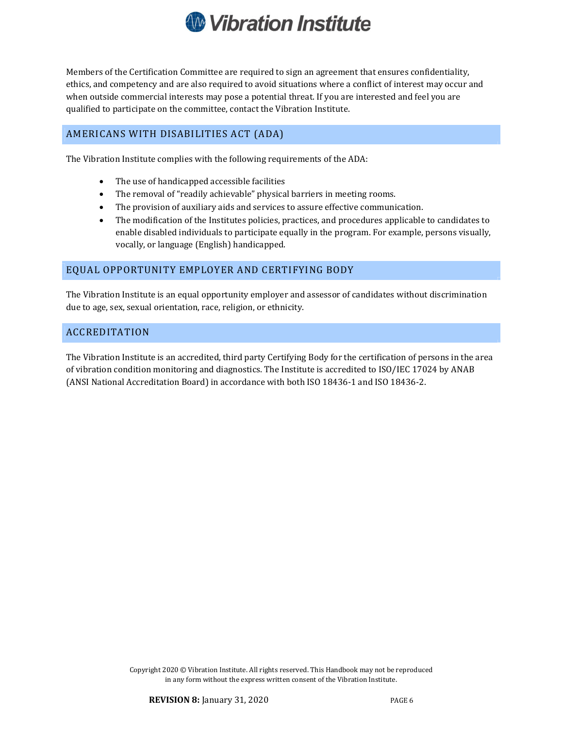Members of the Certification Committee are required to sign an agreement that ensures confidentiality, ethics, and competency and are also required to avoid situations where a conflict of interest may occur and when outside commercial interests may pose a potential threat. If you are interested and feel you are qualified to participate on the committee, contact the Vibration Institute.

## AMERICANS WITH DISABILITIES ACT (ADA)

The Vibration Institute complies with the following requirements of the ADA:

- The use of handicapped accessible facilities
- The removal of "readily achievable" physical barriers in meeting rooms.
- The provision of auxiliary aids and services to assure effective communication.
- The modification of the Institutes policies, practices, and procedures applicable to candidates to enable disabled individuals to participate equally in the program. For example, persons visually, vocally, or language (English) handicapped.

## EQUAL OPPORTUNITY EMPLOYER AND CERTIFYING BODY

The Vibration Institute is an equal opportunity employer and assessor of candidates without discrimination due to age, sex, sexual orientation, race, religion, or ethnicity.

## ACCREDITATION

The Vibration Institute is an accredited, third party Certifying Body for the certification of persons in the area of vibration condition monitoring and diagnostics. The Institute is accredited to ISO/IEC 17024 by ANAB (ANSI National Accreditation Board) in accordance with both ISO 18436-1 and ISO 18436-2.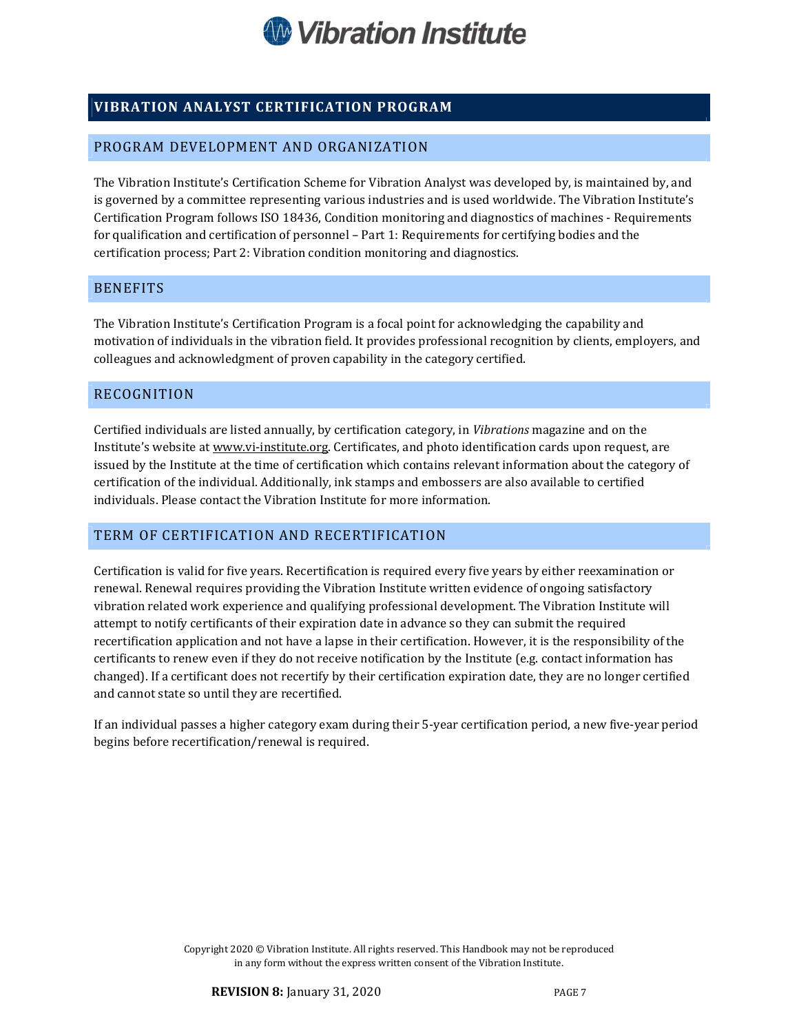# VIBRATION ANALYST CERTIFICATION PROGRAM

## PROGRAM DEVELOPMENT AND ORGANIZATION

The Vibration Institute's Certification Scheme for Vibration Analyst was developed by, is maintained by, and is governed by a committee representing various industries and is used worldwide. The Vibration Institute's Certification Program follows ISO 18436, Condition monitoring and diagnostics of machines - Requirements for qualification and certification of personnel – Part 1: Requirements for certifying bodies and the certification process; Part 2: Vibration condition monitoring and diagnostics.

## BENEFITS

The Vibration Institute's Certification Program is a focal point for acknowledging the capability and motivation of individuals in the vibration field. It provides professional recognition by clients, employers, and colleagues and acknowledgment of proven capability in the category certified.

## RECOGNITION

Certified individuals are listed annually, by certification category, in *Vibrations* magazine and on the Institute's website at www.vi-institute.org. Certificates, and photo identification cards upon request, are issued by the Institute at the time of certification which contains relevant information about the category of certification of the individual. Additionally, ink stamps and embossers are also available to certified individuals. Please contact the Vibration Institute for more information.

## TERM OF CERTIFICATION AND RECERTIFICATION

Certification is valid for five years. Recertification is required every five years by either reexamination or renewal. Renewal requires providing the Vibration Institute written evidence of ongoing satisfactory vibration related work experience and qualifying professional development. The Vibration Institute will attempt to notify certificants of their expiration date in advance so they can submit the required recertification application and not have a lapse in their certification. However, it is the responsibility of the certificants to renew even if they do not receive notification by the Institute (e.g. contact information has changed). If a certificant does not recertify by their certification expiration date, they are no longer certified and cannot state so until they are recertified.

If an individual passes a higher category exam during their 5-year certification period, a new five-year period begins before recertification/renewal is required.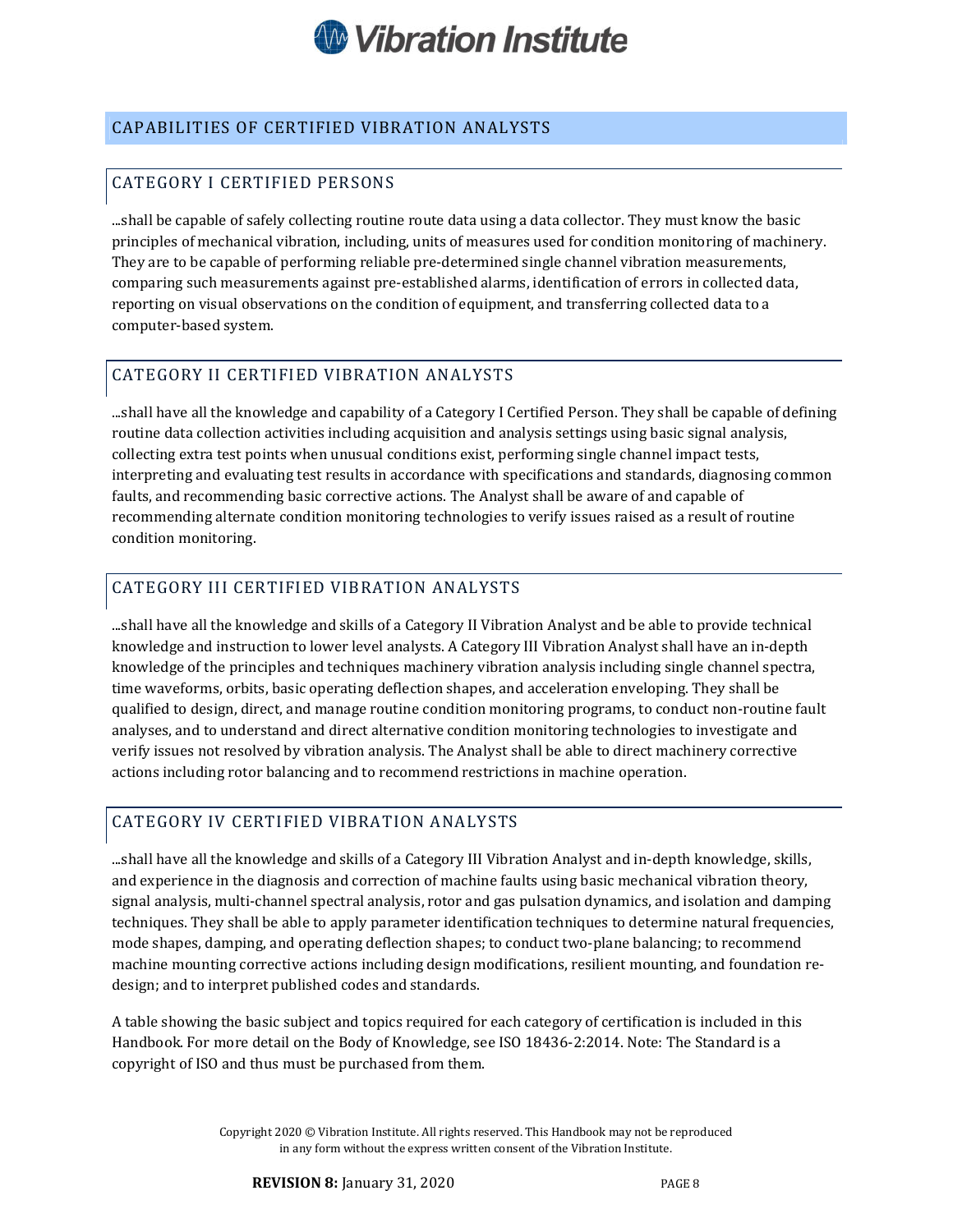## CAPABILITIES OF CERTIFIED VIBRATION ANALYSTS

### CATEGORY I CERTIFIED PERSONS

...shall be capable of safely collecting routine route data using a data collector. They must know the basic principles of mechanical vibration, including, units of measures used for condition monitoring of machinery. They are to be capable of performing reliable pre-determined single channel vibration measurements, comparing such measurements against pre-established alarms, identification of errors in collected data, reporting on visual observations on the condition of equipment, and transferring collected data to a computer-based system.

### CATEGORY II CERTIFIED VIBRATION ANALYSTS

...shall have all the knowledge and capability of a Category I Certified Person. They shall be capable of defining routine data collection activities including acquisition and analysis settings using basic signal analysis, collecting extra test points when unusual conditions exist, performing single channel impact tests, interpreting and evaluating test results in accordance with specifications and standards, diagnosing common faults, and recommending basic corrective actions. The Analyst shall be aware of and capable of recommending alternate condition monitoring technologies to verify issues raised as a result of routine condition monitoring.

### CATEGORY III CERTIFIED VIBRATION ANALYSTS

...shall have all the knowledge and skills of a Category II Vibration Analyst and be able to provide technical knowledge and instruction to lower level analysts. A Category III Vibration Analyst shall have an in-depth knowledge of the principles and techniques machinery vibration analysis including single channel spectra, time waveforms, orbits, basic operating deflection shapes, and acceleration enveloping. They shall be qualified to design, direct, and manage routine condition monitoring programs, to conduct non-routine fault analyses, and to understand and direct alternative condition monitoring technologies to investigate and verify issues not resolved by vibration analysis. The Analyst shall be able to direct machinery corrective actions including rotor balancing and to recommend restrictions in machine operation.

### CATEGORY IV CERTIFIED VIBRATION ANALYSTS

...shall have all the knowledge and skills of a Category III Vibration Analyst and in-depth knowledge, skills, and experience in the diagnosis and correction of machine faults using basic mechanical vibration theory, signal analysis, multi-channel spectral analysis, rotor and gas pulsation dynamics, and isolation and damping techniques. They shall be able to apply parameter identification techniques to determine natural frequencies, mode shapes, damping, and operating deflection shapes; to conduct two-plane balancing; to recommend machine mounting corrective actions including design modifications, resilient mounting, and foundation re-design; and to interpret published codes and standards.

A table showing the basic subject and topics required for each category of certification is included in this Handbook. For more detail on the Body of Knowledge, see ISO 18436-2:2014. Note: The Standard is a copyright of ISO and thus must be purchased from them.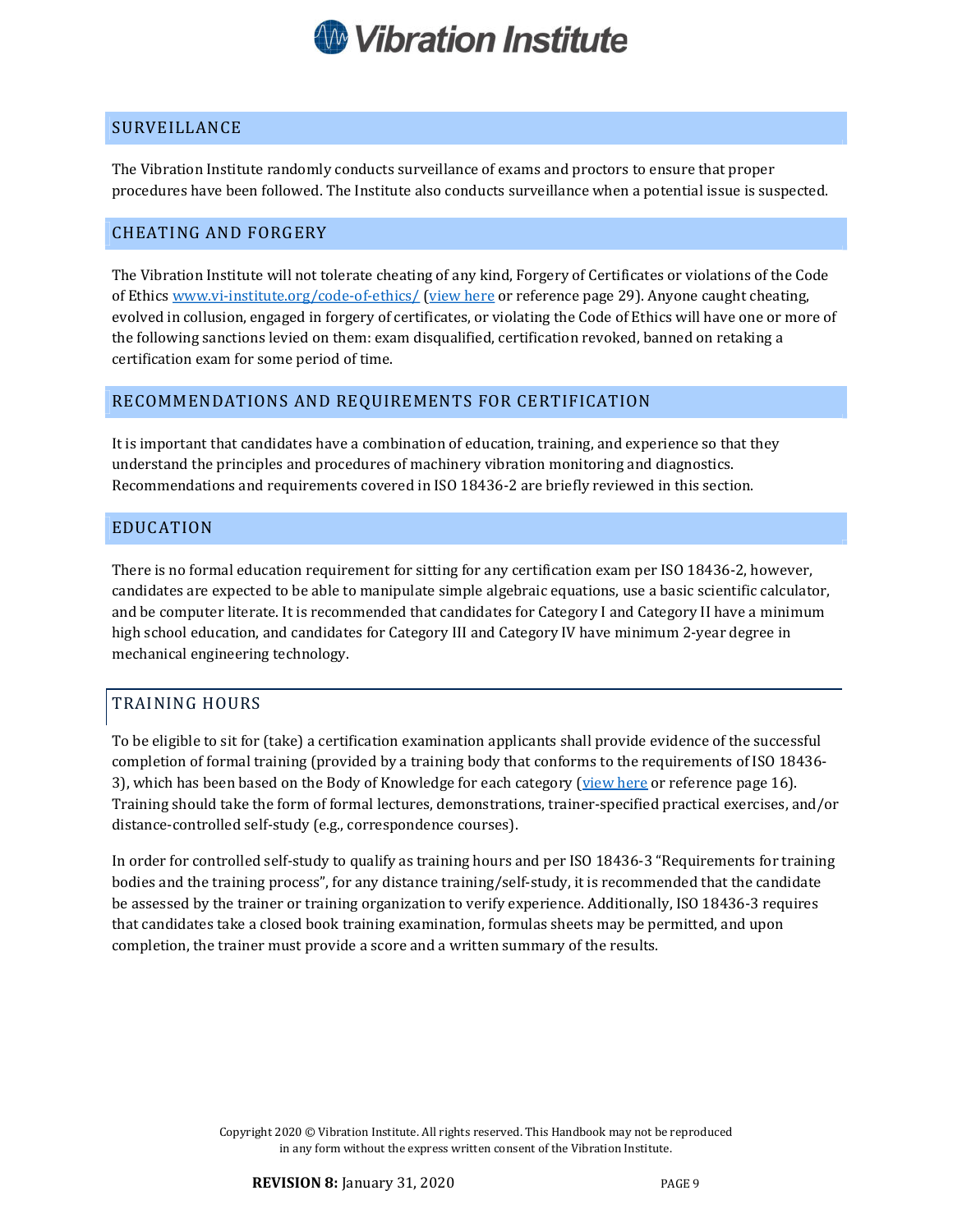## SURVEILLANCE

The Vibration Institute randomly conducts surveillance of exams and proctors to ensure that proper procedures have been followed. The Institute also conducts surveillance when a potential issue is suspected.

## CHEATING AND FORGERY

The Vibration Institute will not tolerate cheating of any kind, Forgery of Certificates or violations of the Code of Ethics www.vi-institute.org/code-of-ethics/ (view here or reference page 29). Anyone caught cheating, evolved in collusion, engaged in forgery of certificates, or violating the Code of Ethics will have one or more of the following sanctions levied on them: exam disqualified, certification revoked, banned on retaking a certification exam for some period of time.

## RECOMMENDATIONS AND REQUIREMENTS FOR CERTIFICATION

It is important that candidates have a combination of education, training, and experience so that they understand the principles and procedures of machinery vibration monitoring and diagnostics. Recommendations and requirements covered in ISO 18436-2 are briefly reviewed in this section.

## EDUCATION

There is no formal education requirement for sitting for any certification exam per ISO 18436-2, however, candidates are expected to be able to manipulate simple algebraic equations, use a basic scientific calculator, and be computer literate. It is recommended that candidates for Category I and Category II have a minimum high school education, and candidates for Category III and Category IV have minimum 2-year degree in mechanical engineering technology.

## TRAINING HOURS

To be eligible to sit for (take) a certification examination applicants shall provide evidence of the successful completion of formal training (provided by a training body that conforms to the requirements of ISO 18436-3), which has been based on the Body of Knowledge for each category (view here or reference page 16). Training should take the form of formal lectures, demonstrations, trainer-specified practical exercises, and/or distance-controlled self-study (e.g., correspondence courses).

In order for controlled self-study to qualify as training hours and per ISO 18436-3 "Requirements for training bodies and the training process", for any distance training/self-study, it is recommended that the candidate be assessed by the trainer or training organization to verify experience. Additionally, ISO 18436-3 requires that candidates take a closed book training examination, formulas sheets may be permitted, and upon completion, the trainer must provide a score and a written summary of the results.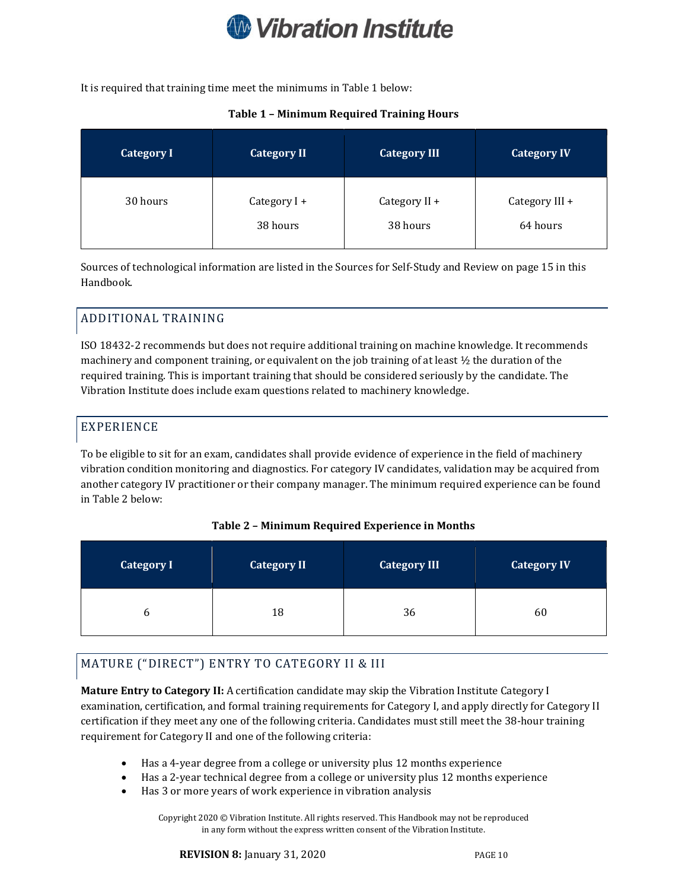It is required that training time meet the minimums in Table 1 below:

**Table 1 – Minimum Required Training Hours**

| Category I | Category II | Category III | Category IV |
|---|---|---|---|
| 30 hours | Category I + 38 hours | Category II + 38 hours | Category III + 64 hours |

Sources of technological information are listed in the Sources for Self-Study and Review on page 15 in this Handbook.

## ADDITIONAL TRAINING

ISO 18432-2 recommends but does not require additional training on machine knowledge. It recommends machinery and component training, or equivalent on the job training of at least ½ the duration of the required training. This is important training that should be considered seriously by the candidate. The Vibration Institute does include exam questions related to machinery knowledge.

## EXPERIENCE

To be eligible to sit for an exam, candidates shall provide evidence of experience in the field of machinery vibration condition monitoring and diagnostics. For category IV candidates, validation may be acquired from another category IV practitioner or their company manager. The minimum required experience can be found in Table 2 below:

**Table 2 – Minimum Required Experience in Months**

| Category I | Category II | Category III | Category IV |
|---|---|---|---|
| 6 | 18 | 36 | 60 |

## MATURE ("DIRECT") ENTRY TO CATEGORY II & III

**Mature Entry to Category II:** A certification candidate may skip the Vibration Institute Category I examination, certification, and formal training requirements for Category I, and apply directly for Category II certification if they meet any one of the following criteria. Candidates must still meet the 38-hour training requirement for Category II and one of the following criteria:

- Has a 4-year degree from a college or university plus 12 months experience
- Has a 2-year technical degree from a college or university plus 12 months experience
- Has 3 or more years of work experience in vibration analysis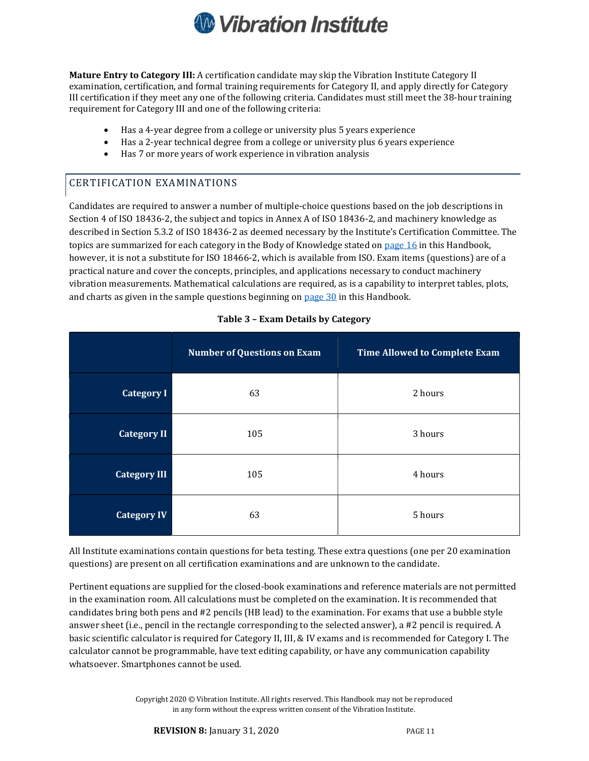**Mature Entry to Category III:** A certification candidate may skip the Vibration Institute Category II examination, certification, and formal training requirements for Category II, and apply directly for Category III certification if they meet any one of the following criteria. Candidates must still meet the 38-hour training requirement for Category III and one of the following criteria:

- Has a 4-year degree from a college or university plus 5 years experience
- Has a 2-year technical degree from a college or university plus 6 years experience
- Has 7 or more years of work experience in vibration analysis

## CERTIFICATION EXAMINATIONS

Candidates are required to answer a number of multiple-choice questions based on the job descriptions in Section 4 of ISO 18436-2, the subject and topics in Annex A of ISO 18436-2, and machinery knowledge as described in Section 5.3.2 of ISO 18436-2 as deemed necessary by the Institute's Certification Committee. The topics are summarized for each category in the Body of Knowledge stated on page 16 in this Handbook, however, it is not a substitute for ISO 18466-2, which is available from ISO. Exam items (questions) are of a practical nature and cover the concepts, principles, and applications necessary to conduct machinery vibration measurements. Mathematical calculations are required, as is a capability to interpret tables, plots, and charts as given in the sample questions beginning on page 30 in this Handbook.

**Table 3 – Exam Details by Category**

| | Number of Questions on Exam | Time Allowed to Complete Exam |
|---|---|---|
| **Category I** | 63 | 2 hours |
| **Category II** | 105 | 3 hours |
| **Category III** | 105 | 4 hours |
| **Category IV** | 63 | 5 hours |

All Institute examinations contain questions for beta testing. These extra questions (one per 20 examination questions) are present on all certification examinations and are unknown to the candidate.

Pertinent equations are supplied for the closed-book examinations and reference materials are not permitted in the examination room. All calculations must be completed on the examination. It is recommended that candidates bring both pens and #2 pencils (HB lead) to the examination. For exams that use a bubble style answer sheet (i.e., pencil in the rectangle corresponding to the selected answer), a #2 pencil is required. A basic scientific calculator is required for Category II, III, & IV exams and is recommended for Category I. The calculator cannot be programmable, have text editing capability, or have any communication capability whatsoever. Smartphones cannot be used.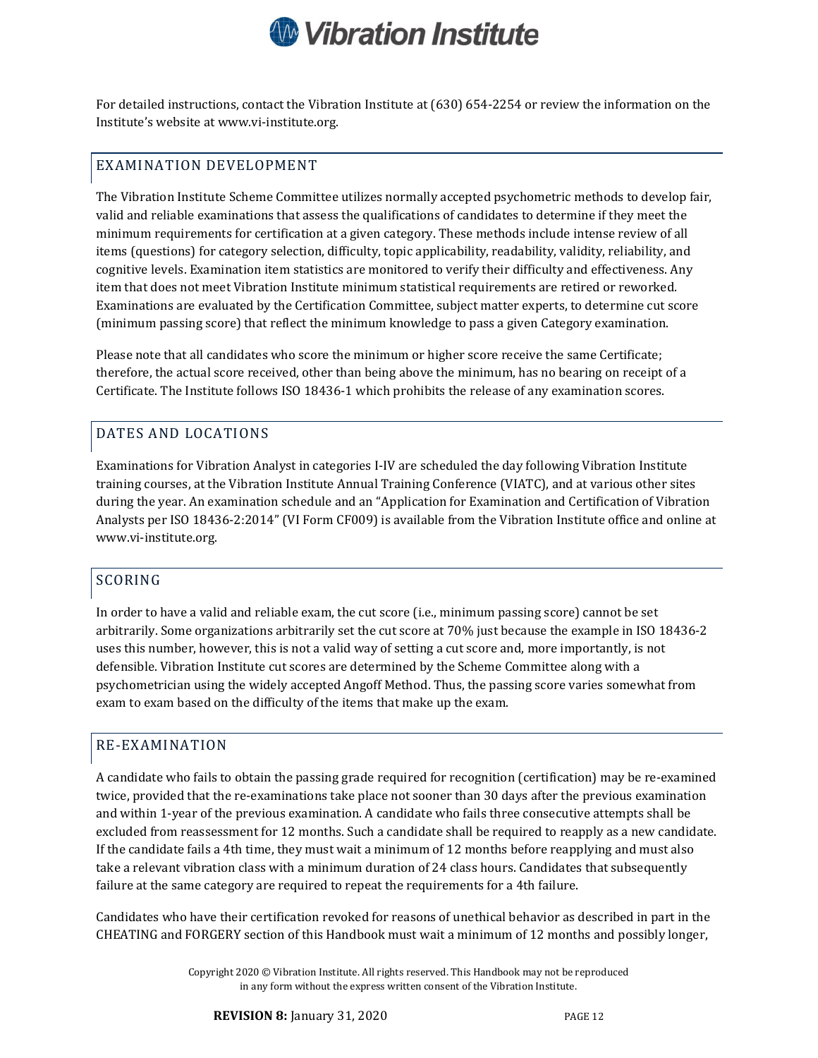For detailed instructions, contact the Vibration Institute at (630) 654-2254 or review the information on the Institute's website at www.vi-institute.org.

## EXAMINATION DEVELOPMENT

The Vibration Institute Scheme Committee utilizes normally accepted psychometric methods to develop fair, valid and reliable examinations that assess the qualifications of candidates to determine if they meet the minimum requirements for certification at a given category. These methods include intense review of all items (questions) for category selection, difficulty, topic applicability, readability, validity, reliability, and cognitive levels. Examination item statistics are monitored to verify their difficulty and effectiveness. Any item that does not meet Vibration Institute minimum statistical requirements are retired or reworked. Examinations are evaluated by the Certification Committee, subject matter experts, to determine cut score (minimum passing score) that reflect the minimum knowledge to pass a given Category examination.

Please note that all candidates who score the minimum or higher score receive the same Certificate; therefore, the actual score received, other than being above the minimum, has no bearing on receipt of a Certificate. The Institute follows ISO 18436-1 which prohibits the release of any examination scores.

## DATES AND LOCATIONS

Examinations for Vibration Analyst in categories I-IV are scheduled the day following Vibration Institute training courses, at the Vibration Institute Annual Training Conference (VIATC), and at various other sites during the year. An examination schedule and an "Application for Examination and Certification of Vibration Analysts per ISO 18436-2:2014" (VI Form CF009) is available from the Vibration Institute office and online at www.vi-institute.org.

## SCORING

In order to have a valid and reliable exam, the cut score (i.e., minimum passing score) cannot be set arbitrarily. Some organizations arbitrarily set the cut score at 70% just because the example in ISO 18436-2 uses this number, however, this is not a valid way of setting a cut score and, more importantly, is not defensible. Vibration Institute cut scores are determined by the Scheme Committee along with a psychometrician using the widely accepted Angoff Method. Thus, the passing score varies somewhat from exam to exam based on the difficulty of the items that make up the exam.

## RE-EXAMINATION

A candidate who fails to obtain the passing grade required for recognition (certification) may be re-examined twice, provided that the re-examinations take place not sooner than 30 days after the previous examination and within 1-year of the previous examination. A candidate who fails three consecutive attempts shall be excluded from reassessment for 12 months. Such a candidate shall be required to reapply as a new candidate. If the candidate fails a 4th time, they must wait a minimum of 12 months before reapplying and must also take a relevant vibration class with a minimum duration of 24 class hours. Candidates that subsequently failure at the same category are required to repeat the requirements for a 4th failure.

Candidates who have their certification revoked for reasons of unethical behavior as described in part in the CHEATING and FORGERY section of this Handbook must wait a minimum of 12 months and possibly longer,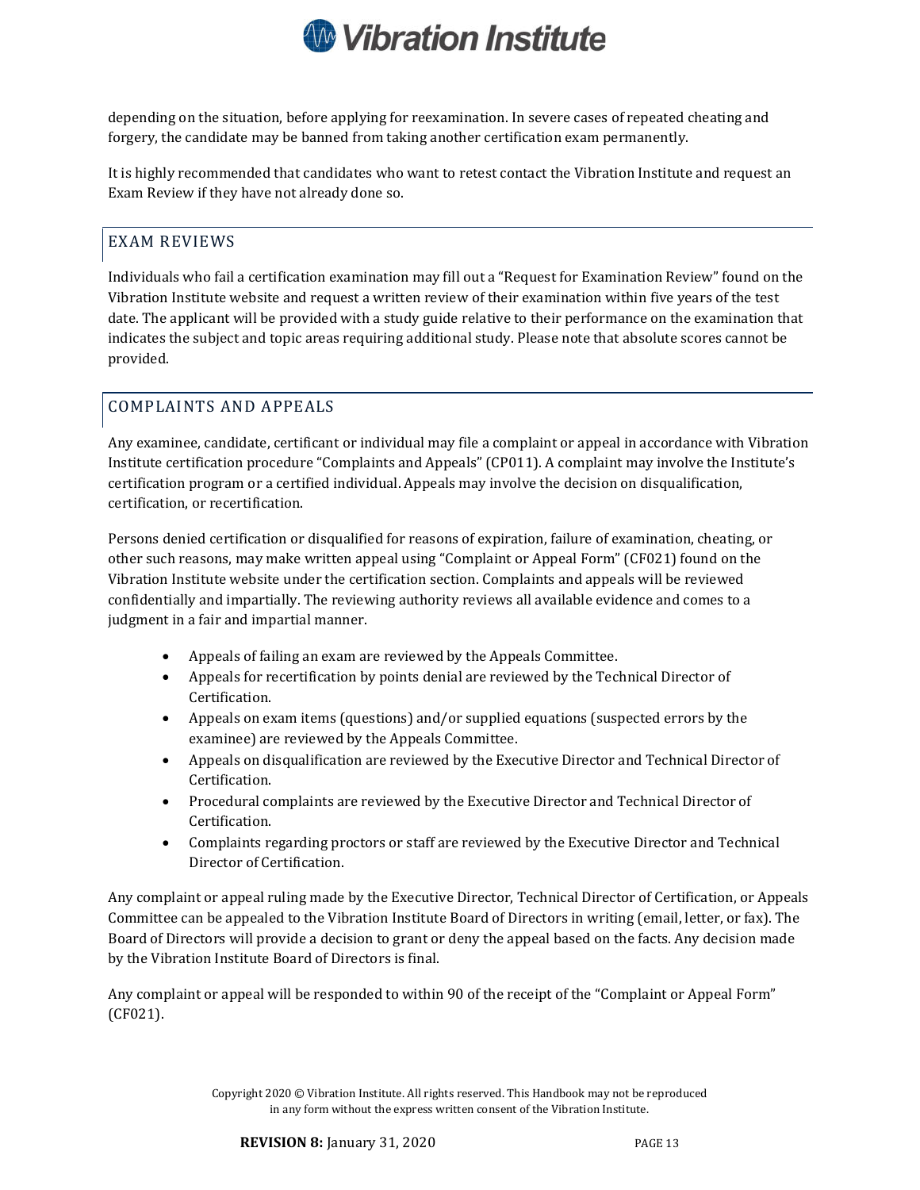depending on the situation, before applying for reexamination. In severe cases of repeated cheating and forgery, the candidate may be banned from taking another certification exam permanently.

It is highly recommended that candidates who want to retest contact the Vibration Institute and request an Exam Review if they have not already done so.

## EXAM REVIEWS

Individuals who fail a certification examination may fill out a "Request for Examination Review" found on the Vibration Institute website and request a written review of their examination within five years of the test date. The applicant will be provided with a study guide relative to their performance on the examination that indicates the subject and topic areas requiring additional study. Please note that absolute scores cannot be provided.

## COMPLAINTS AND APPEALS

Any examinee, candidate, certificant or individual may file a complaint or appeal in accordance with Vibration Institute certification procedure "Complaints and Appeals" (CP011). A complaint may involve the Institute's certification program or a certified individual. Appeals may involve the decision on disqualification, certification, or recertification.

Persons denied certification or disqualified for reasons of expiration, failure of examination, cheating, or other such reasons, may make written appeal using "Complaint or Appeal Form" (CF021) found on the Vibration Institute website under the certification section. Complaints and appeals will be reviewed confidentially and impartially. The reviewing authority reviews all available evidence and comes to a judgment in a fair and impartial manner.

- Appeals of failing an exam are reviewed by the Appeals Committee.
- Appeals for recertification by points denial are reviewed by the Technical Director of Certification.
- Appeals on exam items (questions) and/or supplied equations (suspected errors by the examinee) are reviewed by the Appeals Committee.
- Appeals on disqualification are reviewed by the Executive Director and Technical Director of Certification.
- Procedural complaints are reviewed by the Executive Director and Technical Director of Certification.
- Complaints regarding proctors or staff are reviewed by the Executive Director and Technical Director of Certification.

Any complaint or appeal ruling made by the Executive Director, Technical Director of Certification, or Appeals Committee can be appealed to the Vibration Institute Board of Directors in writing (email, letter, or fax). The Board of Directors will provide a decision to grant or deny the appeal based on the facts. Any decision made by the Vibration Institute Board of Directors is final.

Any complaint or appeal will be responded to within 90 of the receipt of the "Complaint or Appeal Form" (CF021).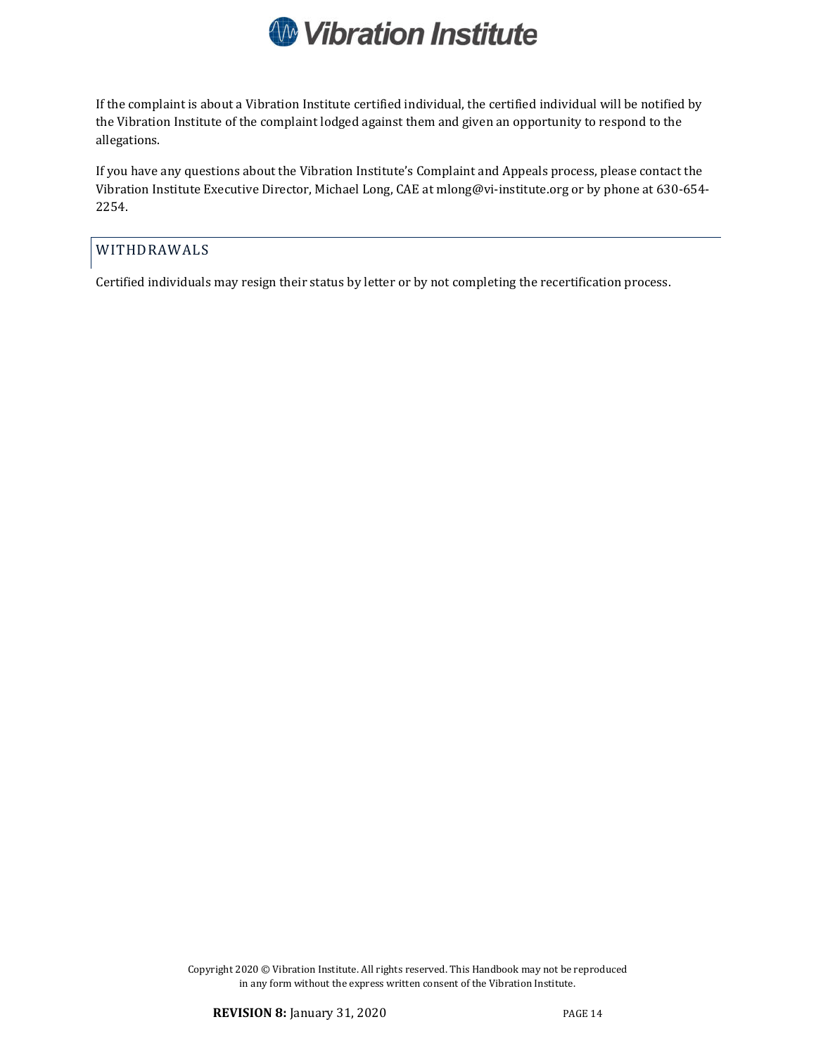If the complaint is about a Vibration Institute certified individual, the certified individual will be notified by the Vibration Institute of the complaint lodged against them and given an opportunity to respond to the allegations.

If you have any questions about the Vibration Institute's Complaint and Appeals process, please contact the Vibration Institute Executive Director, Michael Long, CAE at mlong@vi-institute.org or by phone at 630-654-2254.

## WITHDRAWALS

Certified individuals may resign their status by letter or by not completing the recertification process.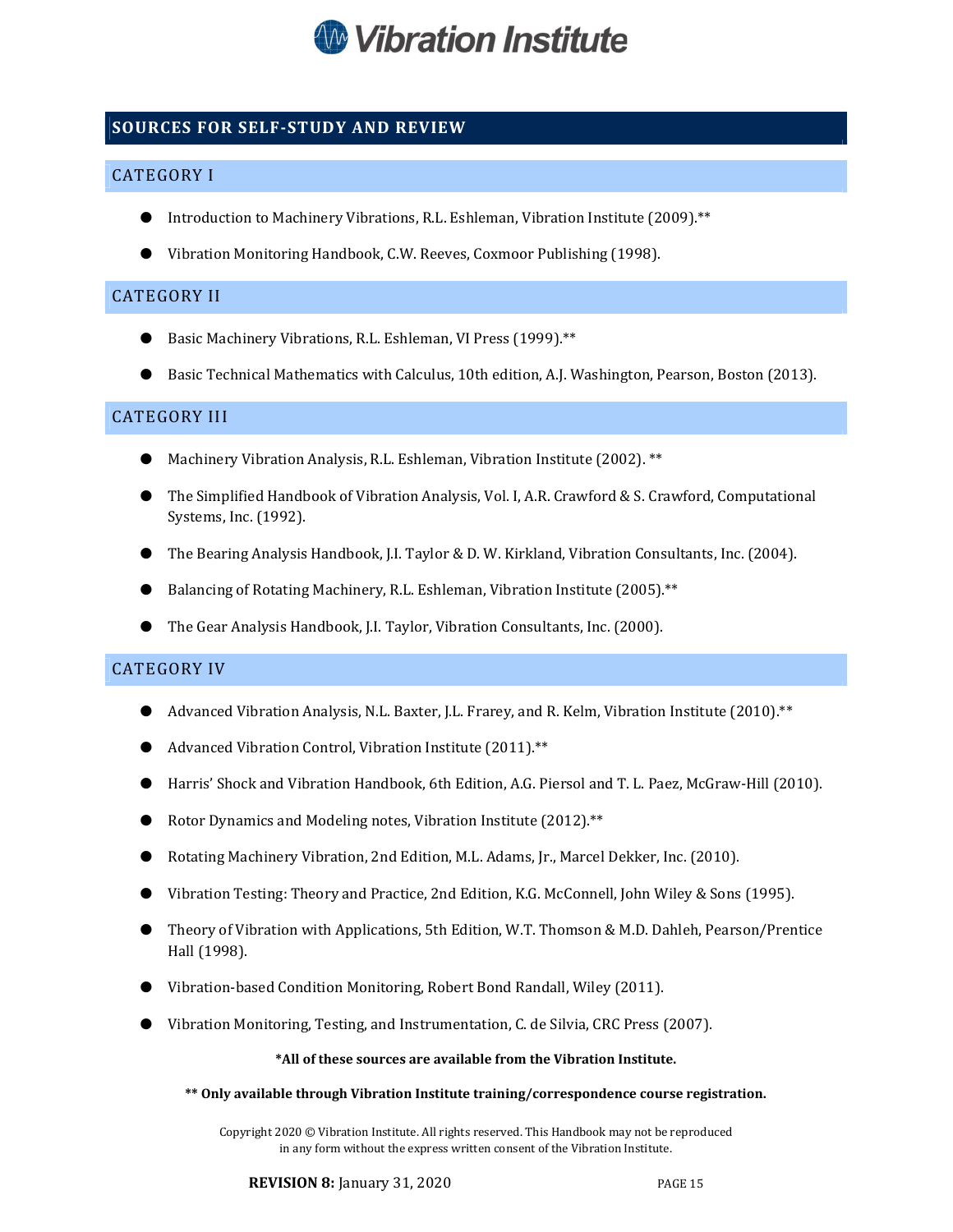## SOURCES FOR SELF-STUDY AND REVIEW

### CATEGORY I

- Introduction to Machinery Vibrations, R.L. Eshleman, Vibration Institute (2009).**
- Vibration Monitoring Handbook, C.W. Reeves, Coxmoor Publishing (1998).

### CATEGORY II

- Basic Machinery Vibrations, R.L. Eshleman, VI Press (1999).**
- Basic Technical Mathematics with Calculus, 10th edition, A.J. Washington, Pearson, Boston (2013).

### CATEGORY III

- Machinery Vibration Analysis, R.L. Eshleman, Vibration Institute (2002). **
- The Simplified Handbook of Vibration Analysis, Vol. I, A.R. Crawford & S. Crawford, Computational Systems, Inc. (1992).
- The Bearing Analysis Handbook, J.I. Taylor & D. W. Kirkland, Vibration Consultants, Inc. (2004).
- Balancing of Rotating Machinery, R.L. Eshleman, Vibration Institute (2005).**
- The Gear Analysis Handbook, J.I. Taylor, Vibration Consultants, Inc. (2000).

### CATEGORY IV

- Advanced Vibration Analysis, N.L. Baxter, J.L. Frarey, and R. Kelm, Vibration Institute (2010).**
- Advanced Vibration Control, Vibration Institute (2011).**
- Harris' Shock and Vibration Handbook, 6th Edition, A.G. Piersol and T. L. Paez, McGraw-Hill (2010).
- Rotor Dynamics and Modeling notes, Vibration Institute (2012).**
- Rotating Machinery Vibration, 2nd Edition, M.L. Adams, Jr., Marcel Dekker, Inc. (2010).
- Vibration Testing: Theory and Practice, 2nd Edition, K.G. McConnell, John Wiley & Sons (1995).
- Theory of Vibration with Applications, 5th Edition, W.T. Thomson & M.D. Dahleh, Pearson/Prentice Hall (1998).
- Vibration-based Condition Monitoring, Robert Bond Randall, Wiley (2011).
- Vibration Monitoring, Testing, and Instrumentation, C. de Silvia, CRC Press (2007).

**\*All of these sources are available from the Vibration Institute.**

**\*\* Only available through Vibration Institute training/correspondence course registration.**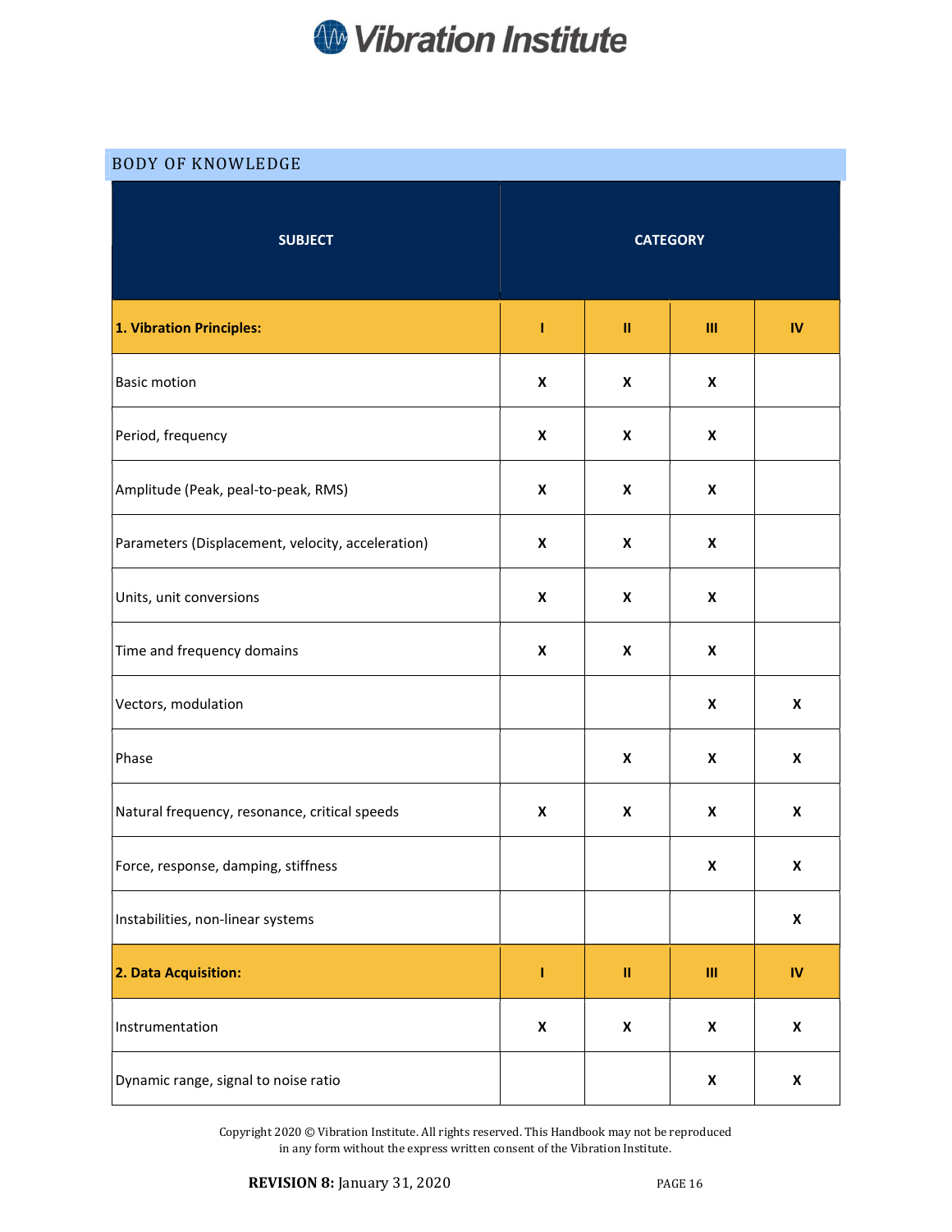## BODY OF KNOWLEDGE

| SUBJECT | CATEGORY | | | |
|---|---|---|---|---|
| **1. Vibration Principles:** | **I** | **II** | **III** | **IV** |
| Basic motion | X | X | X | |
| Period, frequency | X | X | X | |
| Amplitude (Peak, peal-to-peak, RMS) | X | X | X | |
| Parameters (Displacement, velocity, acceleration) | X | X | X | |
| Units, unit conversions | X | X | X | |
| Time and frequency domains | X | X | X | |
| Vectors, modulation | | | X | X |
| Phase | | X | X | X |
| Natural frequency, resonance, critical speeds | X | X | X | X |
| Force, response, damping, stiffness | | | X | X |
| Instabilities, non-linear systems | | | | X |
| **2. Data Acquisition:** | **I** | **II** | **III** | **IV** |
| Instrumentation | X | X | X | X |
| Dynamic range, signal to noise ratio | | | X | X |

Copyright 2020 © Vibration Institute. All rights reserved. This Handbook may not be reproduced in any form without the express written consent of the Vibration Institute.

**REVISION 8:** January 31, 2020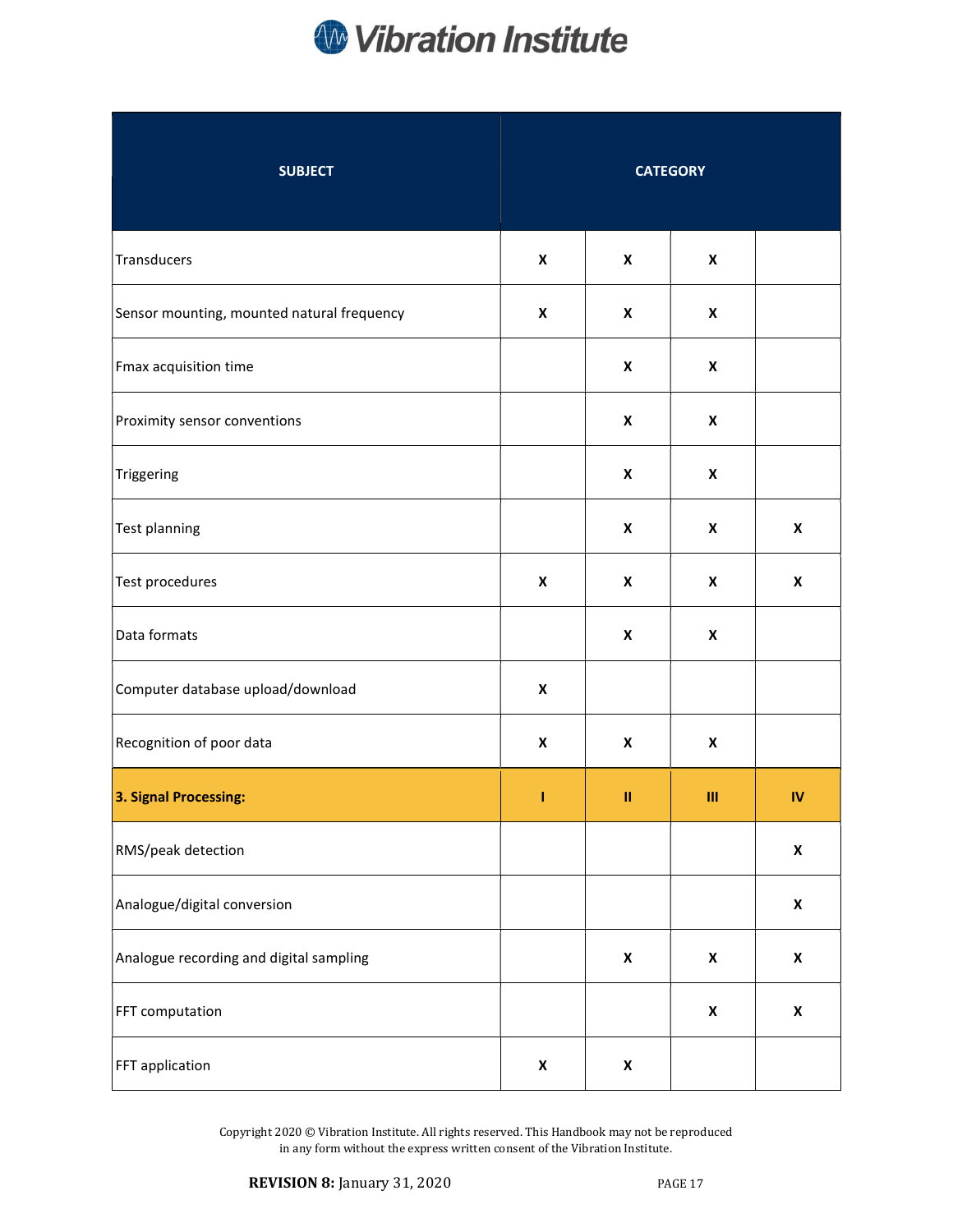| SUBJECT | CATEGORY | | | |
|---|---|---|---|---|
| Transducers | X | X | X | |
| Sensor mounting, mounted natural frequency | X | X | X | |
| Fmax acquisition time | | X | X | |
| Proximity sensor conventions | | X | X | |
| Triggering | | X | X | |
| Test planning | | X | X | X |
| Test procedures | X | X | X | X |
| Data formats | | X | X | |
| Computer database upload/download | X | | | |
| Recognition of poor data | X | X | X | |
| **3. Signal Processing:** | **I** | **II** | **III** | **IV** |
| RMS/peak detection | | | | X |
| Analogue/digital conversion | | | | X |
| Analogue recording and digital sampling | | X | X | X |
| FFT computation | | | X | X |
| FFT application | X | X | | |

Copyright 2020 © Vibration Institute. All rights reserved. This Handbook may not be reproduced in any form without the express written consent of the Vibration Institute.

**REVISION 8:** January 31, 2020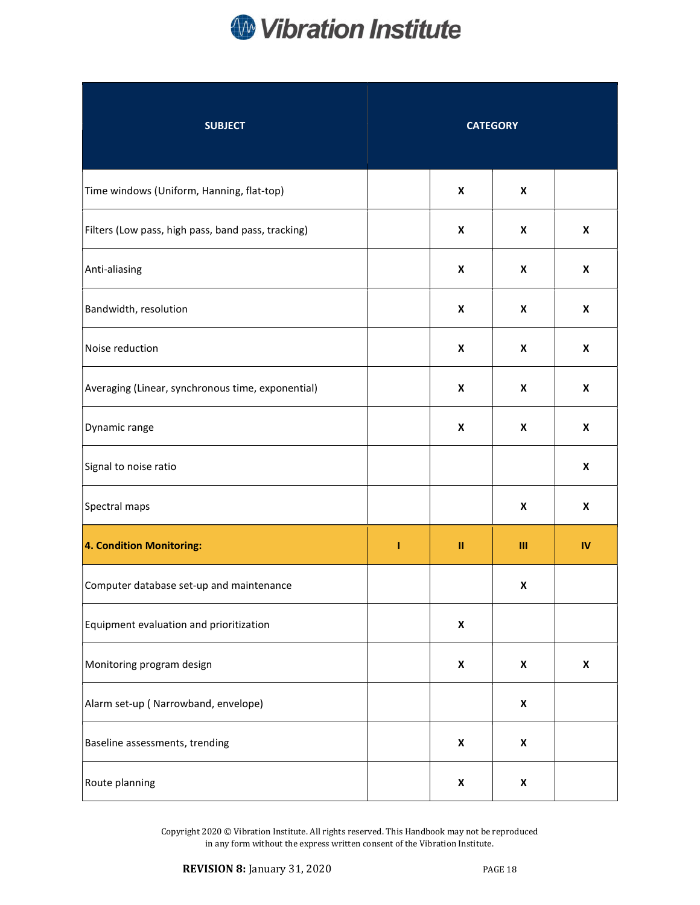| SUBJECT | CATEGORY | | | |
|---|---|---|---|---|
| Time windows (Uniform, Hanning, flat-top) | | X | X | |
| Filters (Low pass, high pass, band pass, tracking) | | X | X | X |
| Anti-aliasing | | X | X | X |
| Bandwidth, resolution | | X | X | X |
| Noise reduction | | X | X | X |
| Averaging (Linear, synchronous time, exponential) | | X | X | X |
| Dynamic range | | X | X | X |
| Signal to noise ratio | | | | X |
| Spectral maps | | | X | X |
| **4. Condition Monitoring:** | **I** | **II** | **III** | **IV** |
| Computer database set-up and maintenance | | | X | |
| Equipment evaluation and prioritization | | X | | |
| Monitoring program design | | X | X | X |
| Alarm set-up ( Narrowband, envelope) | | | X | |
| Baseline assessments, trending | | X | X | |
| Route planning | | X | X | |

Copyright 2020 © Vibration Institute. All rights reserved. This Handbook may not be reproduced in any form without the express written consent of the Vibration Institute.

**REVISION 8:** January 31, 2020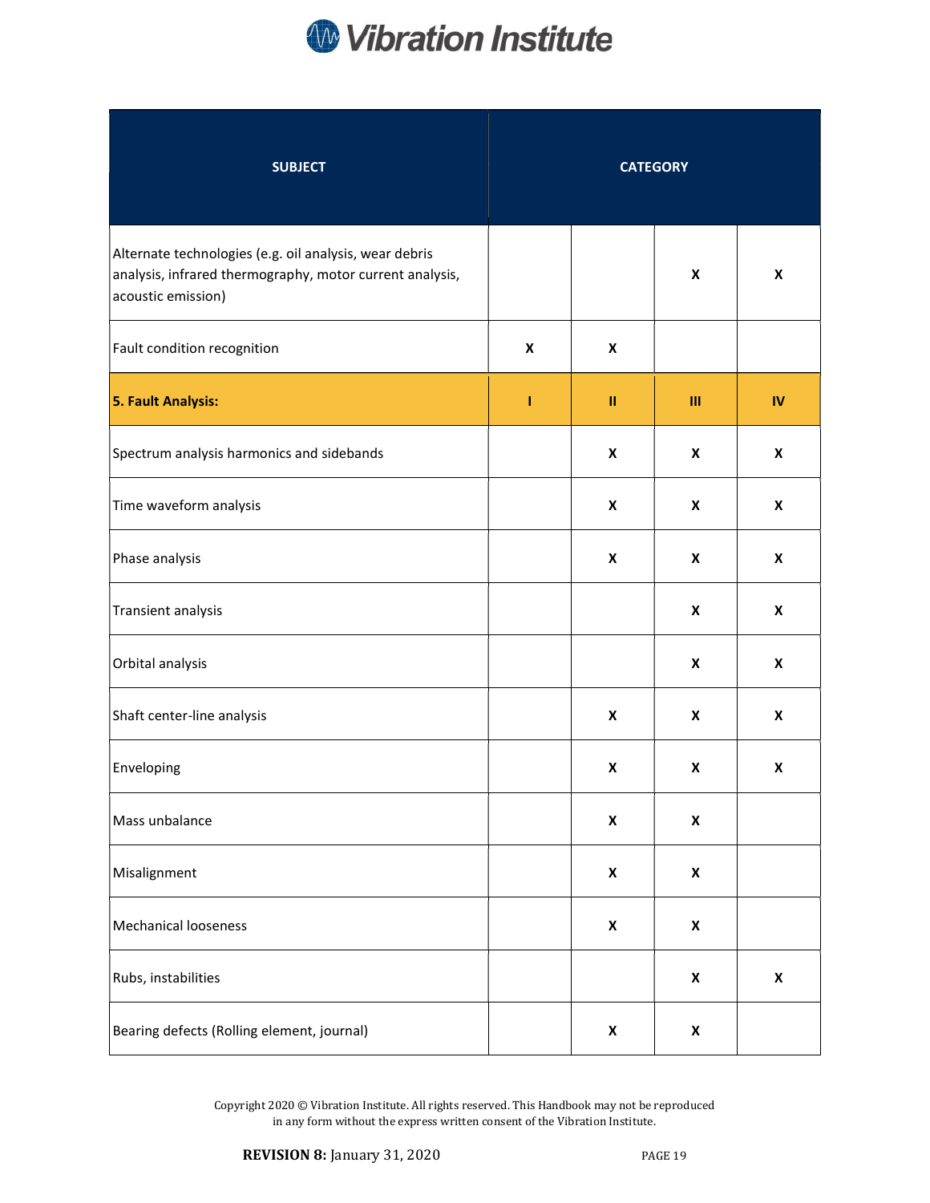| SUBJECT | CATEGORY | | | |
|---|---|---|---|---|
| Alternate technologies (e.g. oil analysis, wear debris analysis, infrared thermography, motor current analysis, acoustic emission) | | | X | X |
| Fault condition recognition | X | X | | |
| **5. Fault Analysis:** | **I** | **II** | **III** | **IV** |
| Spectrum analysis harmonics and sidebands | | X | X | X |
| Time waveform analysis | | X | X | X |
| Phase analysis | | X | X | X |
| Transient analysis | | | X | X |
| Orbital analysis | | | X | X |
| Shaft center-line analysis | | X | X | X |
| Enveloping | | X | X | X |
| Mass unbalance | | X | X | |
| Misalignment | | X | X | |
| Mechanical looseness | | X | X | |
| Rubs, instabilities | | | X | X |
| Bearing defects (Rolling element, journal) | | X | X | |

Copyright 2020 © Vibration Institute. All rights reserved. This Handbook may not be reproduced in any form without the express written consent of the Vibration Institute.

**REVISION 8:** January 31, 2020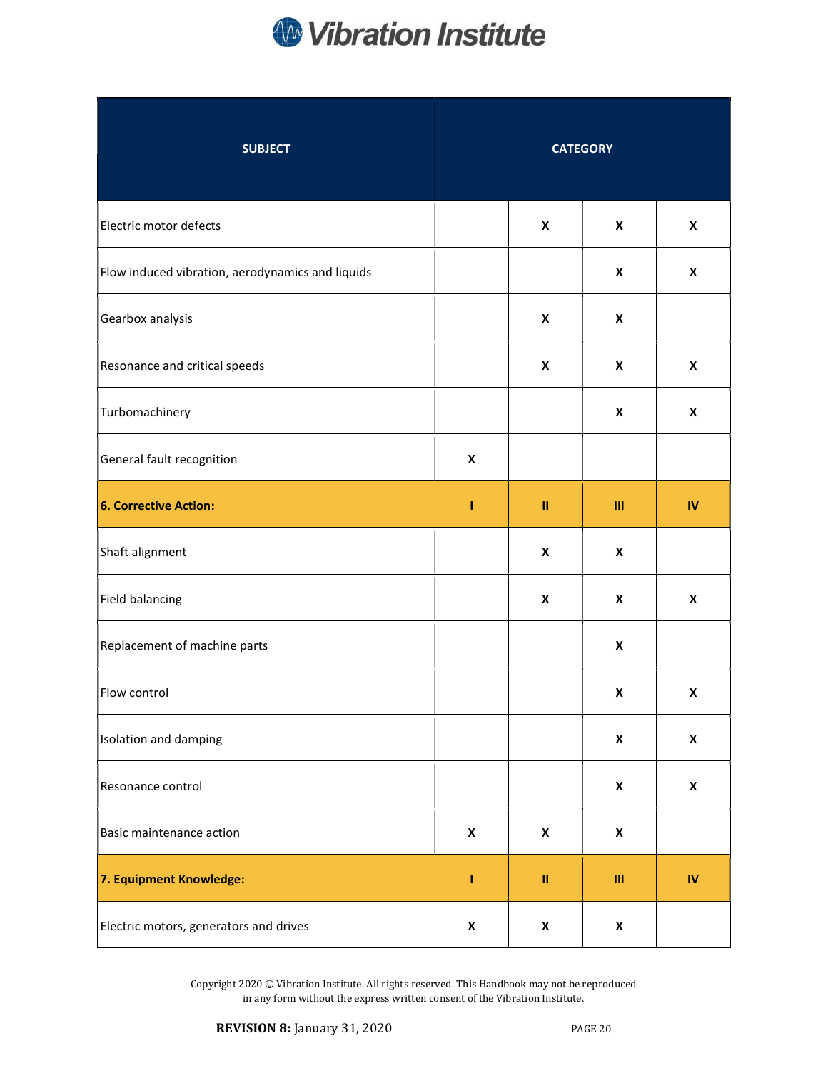| SUBJECT | CATEGORY | | | |
|---|---|---|---|---|
| Electric motor defects | | X | X | X |
| Flow induced vibration, aerodynamics and liquids | | | X | X |
| Gearbox analysis | | X | X | |
| Resonance and critical speeds | | X | X | X |
| Turbomachinery | | | X | X |
| General fault recognition | X | | | |
| **6. Corrective Action:** | **I** | **II** | **III** | **IV** |
| Shaft alignment | | X | X | |
| Field balancing | | X | X | X |
| Replacement of machine parts | | | X | |
| Flow control | | | X | X |
| Isolation and damping | | | X | X |
| Resonance control | | | X | X |
| Basic maintenance action | X | X | X | |
| **7. Equipment Knowledge:** | **I** | **II** | **III** | **IV** |
| Electric motors, generators and drives | X | X | X | |

Copyright 2020 © Vibration Institute. All rights reserved. This Handbook may not be reproduced in any form without the express written consent of the Vibration Institute.

**REVISION 8:** January 31, 2020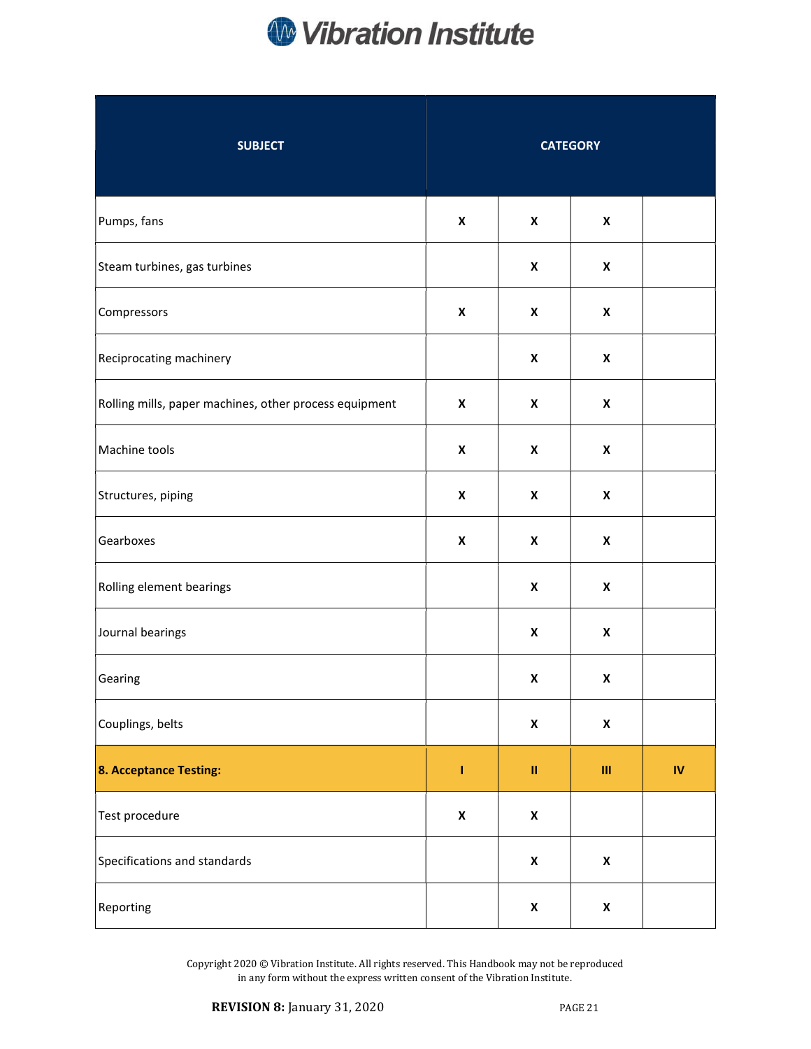| SUBJECT | CATEGORY | | | |
|---|---|---|---|---|
| Pumps, fans | X | X | X | |
| Steam turbines, gas turbines | | X | X | |
| Compressors | X | X | X | |
| Reciprocating machinery | | X | X | |
| Rolling mills, paper machines, other process equipment | X | X | X | |
| Machine tools | X | X | X | |
| Structures, piping | X | X | X | |
| Gearboxes | X | X | X | |
| Rolling element bearings | | X | X | |
| Journal bearings | | X | X | |
| Gearing | | X | X | |
| Couplings, belts | | X | X | |
| **8. Acceptance Testing:** | **I** | **II** | **III** | **IV** |
| Test procedure | X | X | | |
| Specifications and standards | | X | X | |
| Reporting | | X | X | |

Copyright 2020 © Vibration Institute. All rights reserved. This Handbook may not be reproduced in any form without the express written consent of the Vibration Institute.

**REVISION 8:** January 31, 2020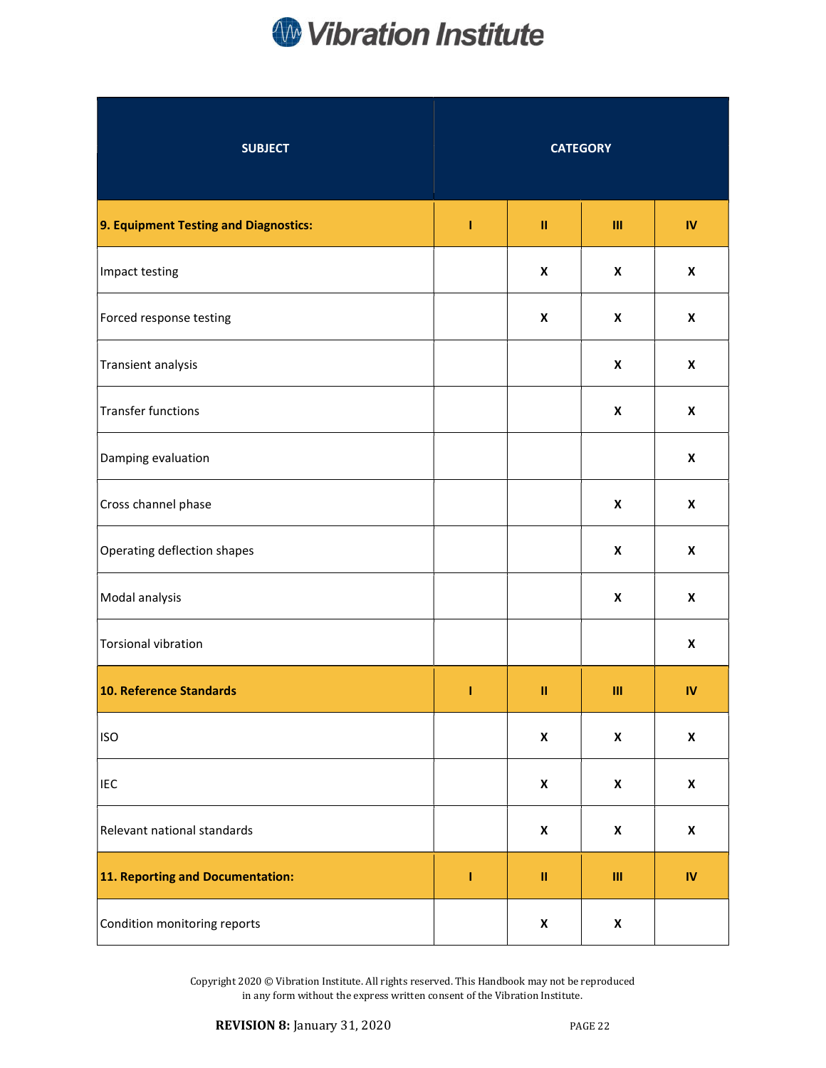| SUBJECT | CATEGORY | | | |
|---|---|---|---|---|
| **9. Equipment Testing and Diagnostics:** | **I** | **II** | **III** | **IV** |
| Impact testing | | X | X | X |
| Forced response testing | | X | X | X |
| Transient analysis | | | X | X |
| Transfer functions | | | X | X |
| Damping evaluation | | | | X |
| Cross channel phase | | | X | X |
| Operating deflection shapes | | | X | X |
| Modal analysis | | | X | X |
| Torsional vibration | | | | X |
| **10. Reference Standards** | **I** | **II** | **III** | **IV** |
| ISO | | X | X | X |
| IEC | | X | X | X |
| Relevant national standards | | X | X | X |
| **11. Reporting and Documentation:** | **I** | **II** | **III** | **IV** |
| Condition monitoring reports | | X | X | |

Copyright 2020 © Vibration Institute. All rights reserved. This Handbook may not be reproduced in any form without the express written consent of the Vibration Institute.

**REVISION 8:** January 31, 2020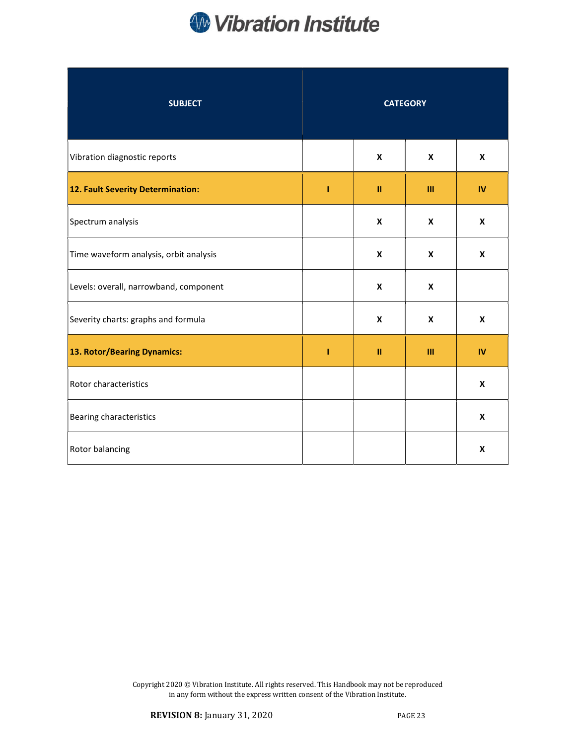| SUBJECT | CATEGORY | | | |
|---|---|---|---|---|
| Vibration diagnostic reports | | X | X | X |
| **12. Fault Severity Determination:** | **I** | **II** | **III** | **IV** |
| Spectrum analysis | | X | X | X |
| Time waveform analysis, orbit analysis | | X | X | X |
| Levels: overall, narrowband, component | | X | X | |
| Severity charts: graphs and formula | | X | X | X |
| **13. Rotor/Bearing Dynamics:** | **I** | **II** | **III** | **IV** |
| Rotor characteristics | | | | X |
| Bearing characteristics | | | | X |
| Rotor balancing | | | | X |

Copyright 2020 © Vibration Institute. All rights reserved. This Handbook may not be reproduced in any form without the express written consent of the Vibration Institute.

**REVISION 8:** January 31, 2020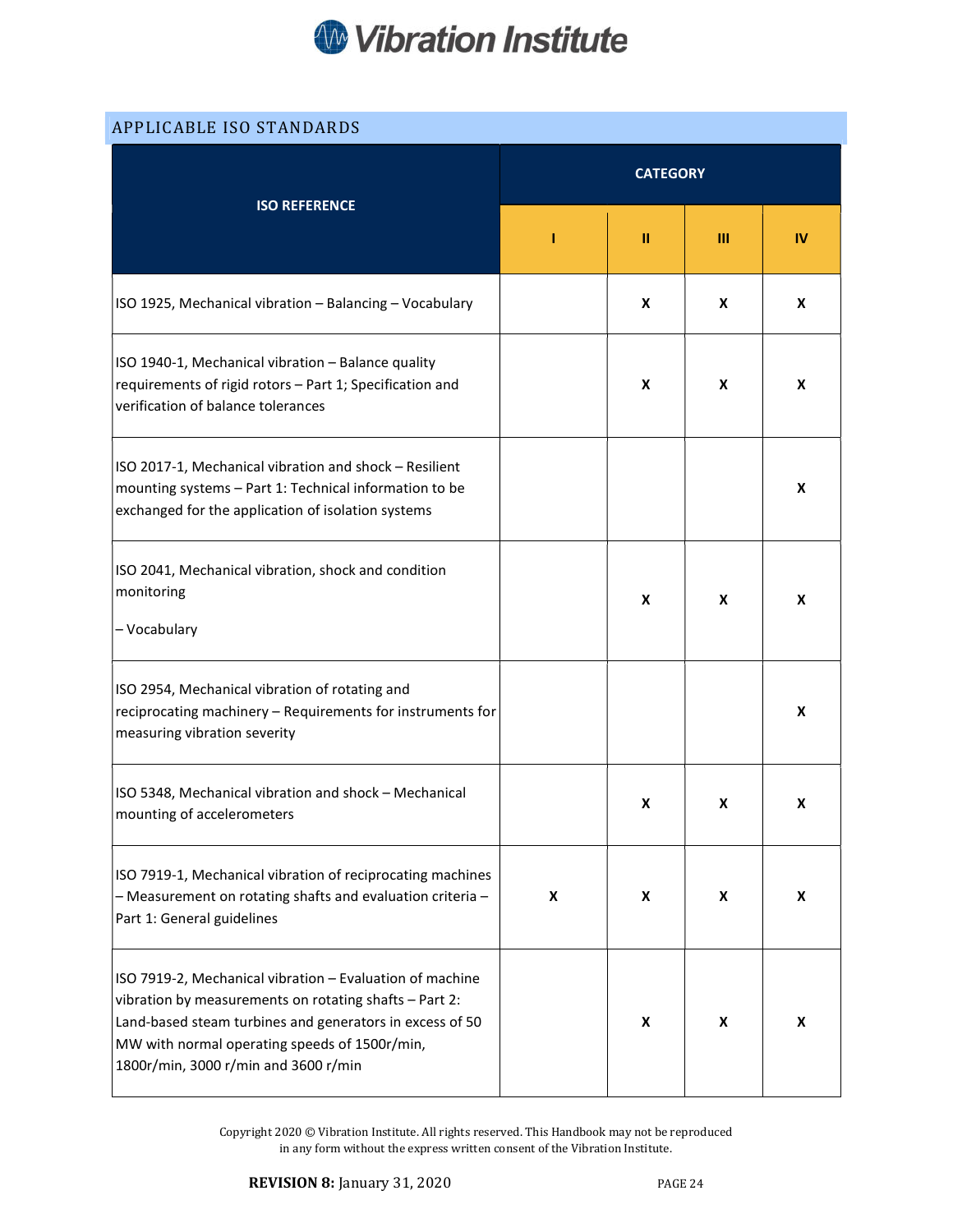## APPLICABLE ISO STANDARDS

| ISO REFERENCE | CATEGORY | | | |
|---|---|---|---|---|
| | I | II | III | IV |
| ISO 1925, Mechanical vibration – Balancing – Vocabulary | | X | X | X |
| ISO 1940-1, Mechanical vibration – Balance quality requirements of rigid rotors – Part 1; Specification and verification of balance tolerances | | X | X | X |
| ISO 2017-1, Mechanical vibration and shock – Resilient mounting systems – Part 1: Technical information to be exchanged for the application of isolation systems | | | | X |
| ISO 2041, Mechanical vibration, shock and condition monitoring – Vocabulary | | X | X | X |
| ISO 2954, Mechanical vibration of rotating and reciprocating machinery – Requirements for instruments for measuring vibration severity | | | | X |
| ISO 5348, Mechanical vibration and shock – Mechanical mounting of accelerometers | | X | X | X |
| ISO 7919-1, Mechanical vibration of reciprocating machines – Measurement on rotating shafts and evaluation criteria – Part 1: General guidelines | X | X | X | X |
| ISO 7919-2, Mechanical vibration – Evaluation of machine vibration by measurements on rotating shafts – Part 2: Land-based steam turbines and generators in excess of 50 MW with normal operating speeds of 1500r/min, 1800r/min, 3000 r/min and 3600 r/min | | X | X | X |

Copyright 2020 © Vibration Institute. All rights reserved. This Handbook may not be reproduced in any form without the express written consent of the Vibration Institute.

**REVISION 8:** January 31, 2020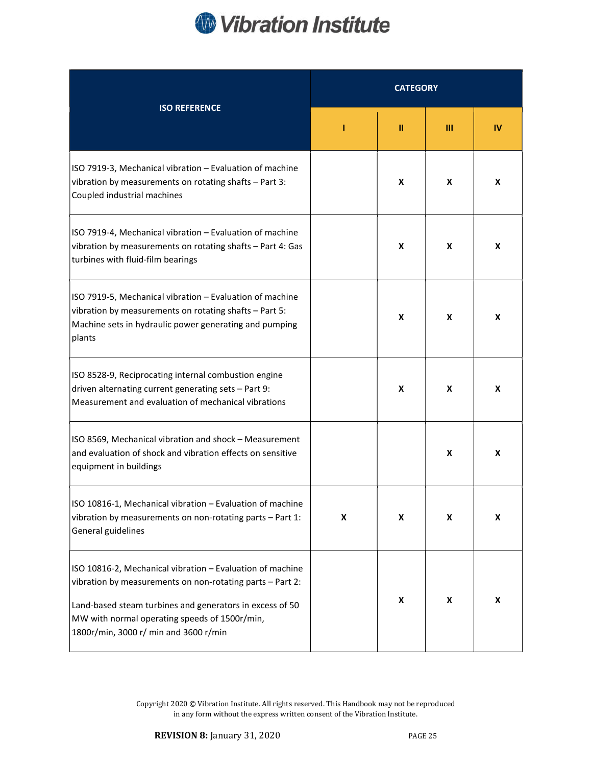| ISO REFERENCE | CATEGORY | | | |
|---|---|---|---|---|
| | I | II | III | IV |
| ISO 7919-3, Mechanical vibration – Evaluation of machine vibration by measurements on rotating shafts – Part 3: Coupled industrial machines | | X | X | X |
| ISO 7919-4, Mechanical vibration – Evaluation of machine vibration by measurements on rotating shafts – Part 4: Gas turbines with fluid-film bearings | | X | X | X |
| ISO 7919-5, Mechanical vibration – Evaluation of machine vibration by measurements on rotating shafts – Part 5: Machine sets in hydraulic power generating and pumping plants | | X | X | X |
| ISO 8528-9, Reciprocating internal combustion engine driven alternating current generating sets – Part 9: Measurement and evaluation of mechanical vibrations | | X | X | X |
| ISO 8569, Mechanical vibration and shock – Measurement and evaluation of shock and vibration effects on sensitive equipment in buildings | | | X | X |
| ISO 10816-1, Mechanical vibration – Evaluation of machine vibration by measurements on non-rotating parts – Part 1: General guidelines | X | X | X | X |
| ISO 10816-2, Mechanical vibration – Evaluation of machine vibration by measurements on non-rotating parts – Part 2: Land-based steam turbines and generators in excess of 50 MW with normal operating speeds of 1500r/min, 1800r/min, 3000 r/ min and 3600 r/min | | X | X | X |

Copyright 2020 © Vibration Institute. All rights reserved. This Handbook may not be reproduced in any form without the express written consent of the Vibration Institute.

**REVISION 8:** January 31, 2020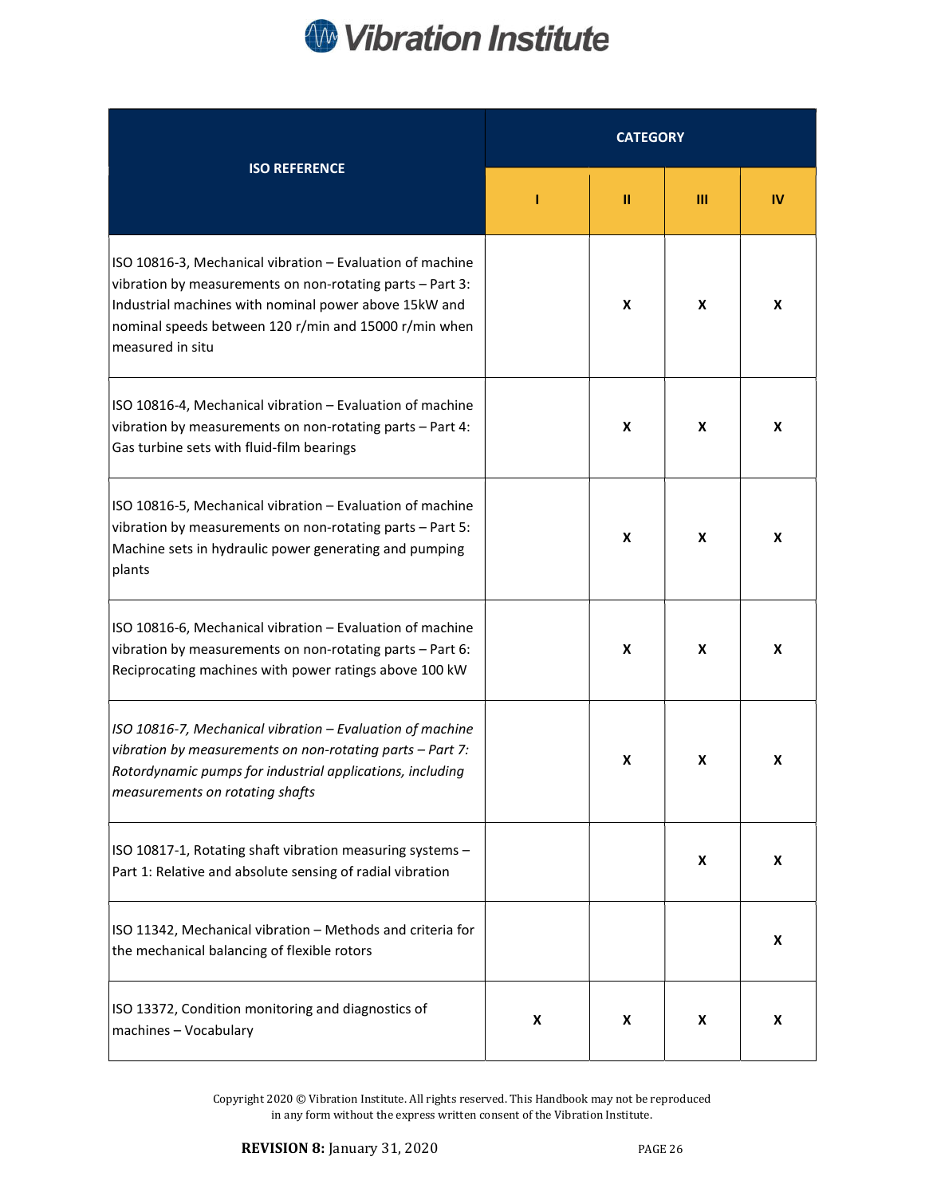| ISO REFERENCE | CATEGORY | | | |
|---|---|---|---|---|
| | I | II | III | IV |
| ISO 10816-3, Mechanical vibration – Evaluation of machine vibration by measurements on non-rotating parts – Part 3: Industrial machines with nominal power above 15kW and nominal speeds between 120 r/min and 15000 r/min when measured in situ | | X | X | X |
| ISO 10816-4, Mechanical vibration – Evaluation of machine vibration by measurements on non-rotating parts – Part 4: Gas turbine sets with fluid-film bearings | | X | X | X |
| ISO 10816-5, Mechanical vibration – Evaluation of machine vibration by measurements on non-rotating parts – Part 5: Machine sets in hydraulic power generating and pumping plants | | X | X | X |
| ISO 10816-6, Mechanical vibration – Evaluation of machine vibration by measurements on non-rotating parts – Part 6: Reciprocating machines with power ratings above 100 kW | | X | X | X |
| *ISO 10816-7, Mechanical vibration – Evaluation of machine vibration by measurements on non-rotating parts – Part 7: Rotordynamic pumps for industrial applications, including measurements on rotating shafts* | | X | X | X |
| ISO 10817-1, Rotating shaft vibration measuring systems – Part 1: Relative and absolute sensing of radial vibration | | | X | X |
| ISO 11342, Mechanical vibration – Methods and criteria for the mechanical balancing of flexible rotors | | | | X |
| ISO 13372, Condition monitoring and diagnostics of machines – Vocabulary | X | X | X | X |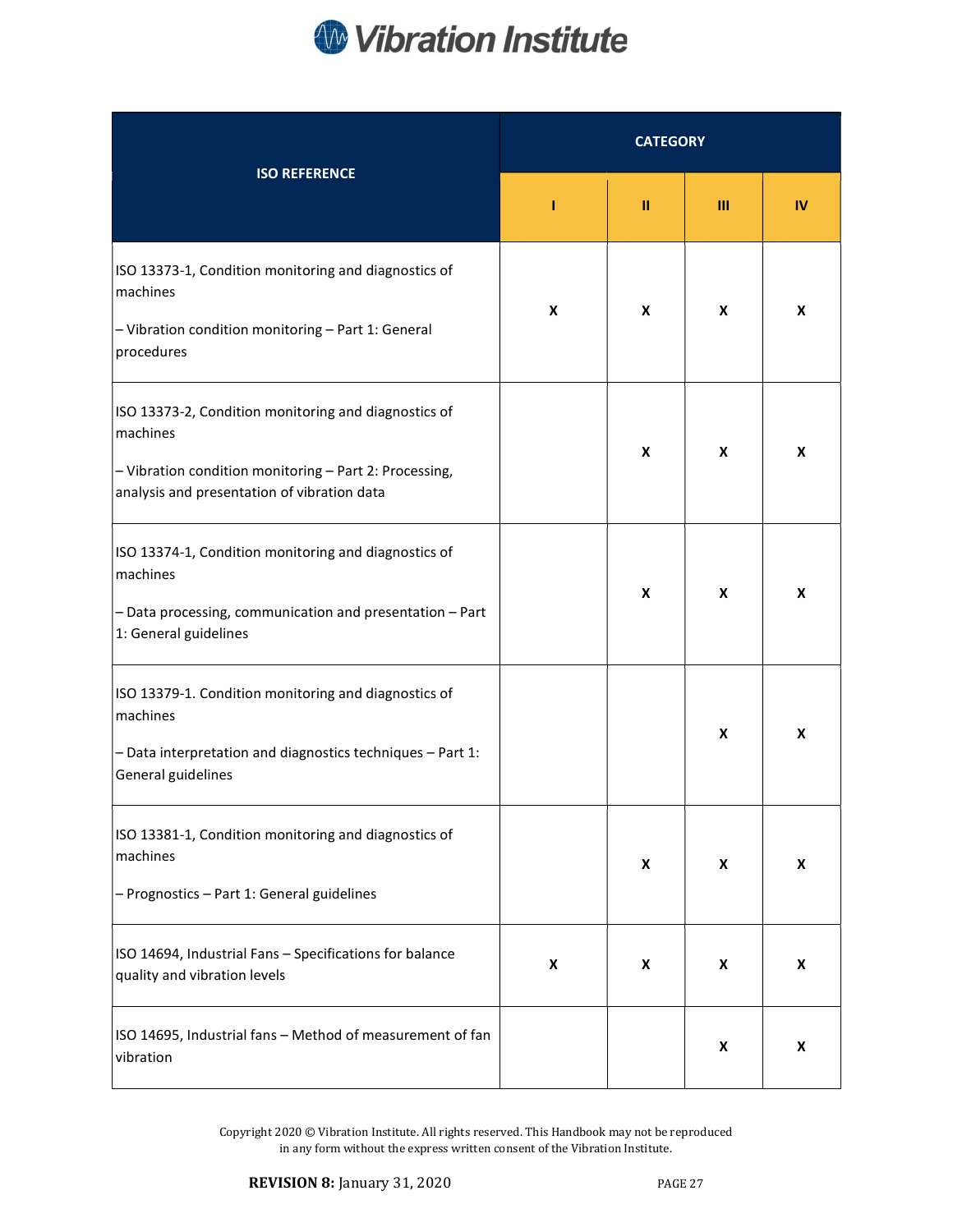| ISO REFERENCE | CATEGORY | | | |
|---|---|---|---|---|
| | I | II | III | IV |
| ISO 13373-1, Condition monitoring and diagnostics of machines – Vibration condition monitoring – Part 1: General procedures | X | X | X | X |
| ISO 13373-2, Condition monitoring and diagnostics of machines – Vibration condition monitoring – Part 2: Processing, analysis and presentation of vibration data | | X | X | X |
| ISO 13374-1, Condition monitoring and diagnostics of machines – Data processing, communication and presentation – Part 1: General guidelines | | X | X | X |
| ISO 13379-1. Condition monitoring and diagnostics of machines – Data interpretation and diagnostics techniques – Part 1: General guidelines | | | X | X |
| ISO 13381-1, Condition monitoring and diagnostics of machines – Prognostics – Part 1: General guidelines | | X | X | X |
| ISO 14694, Industrial Fans – Specifications for balance quality and vibration levels | X | X | X | X |
| ISO 14695, Industrial fans – Method of measurement of fan vibration | | | X | X |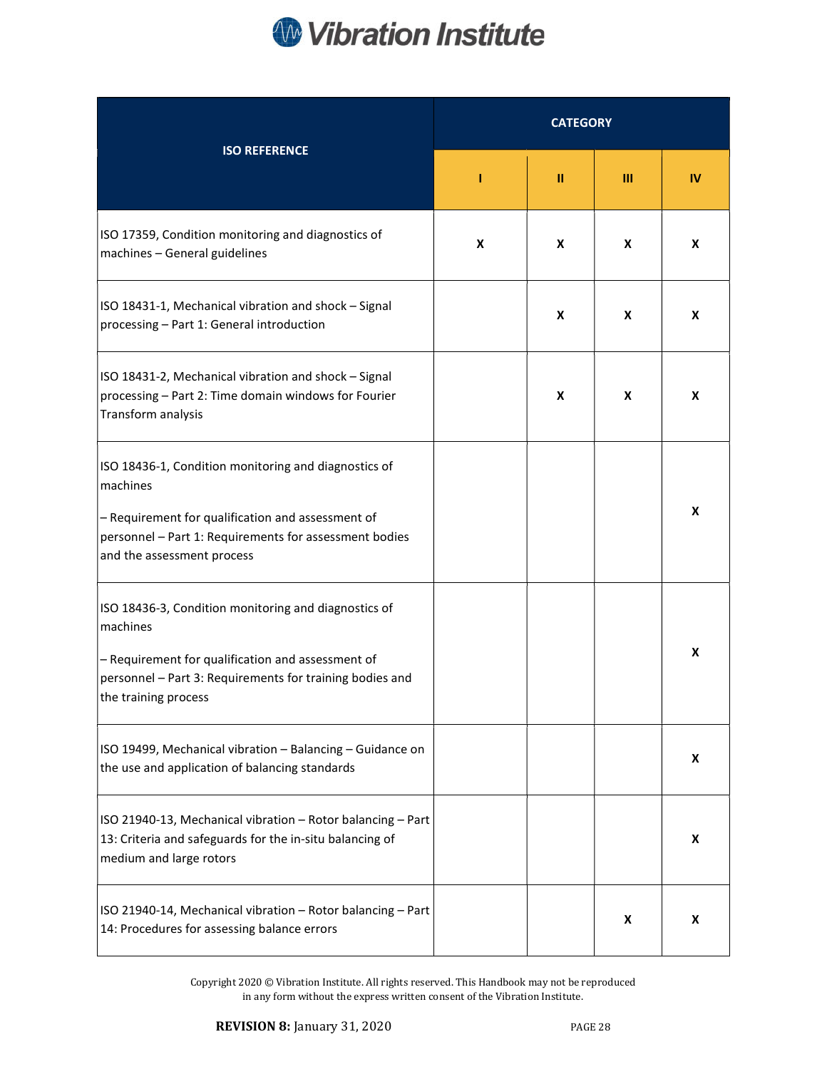| ISO REFERENCE | CATEGORY | | | |
|---|---|---|---|---|
| | I | II | III | IV |
| ISO 17359, Condition monitoring and diagnostics of machines – General guidelines | X | X | X | X |
| ISO 18431-1, Mechanical vibration and shock – Signal processing – Part 1: General introduction | | X | X | X |
| ISO 18431-2, Mechanical vibration and shock – Signal processing – Part 2: Time domain windows for Fourier Transform analysis | | X | X | X |
| ISO 18436-1, Condition monitoring and diagnostics of machines – Requirement for qualification and assessment of personnel – Part 1: Requirements for assessment bodies and the assessment process | | | | X |
| ISO 18436-3, Condition monitoring and diagnostics of machines – Requirement for qualification and assessment of personnel – Part 3: Requirements for training bodies and the training process | | | | X |
| ISO 19499, Mechanical vibration – Balancing – Guidance on the use and application of balancing standards | | | | X |
| ISO 21940-13, Mechanical vibration – Rotor balancing – Part 13: Criteria and safeguards for the in-situ balancing of medium and large rotors | | | | X |
| ISO 21940-14, Mechanical vibration – Rotor balancing – Part 14: Procedures for assessing balance errors | | | X | X |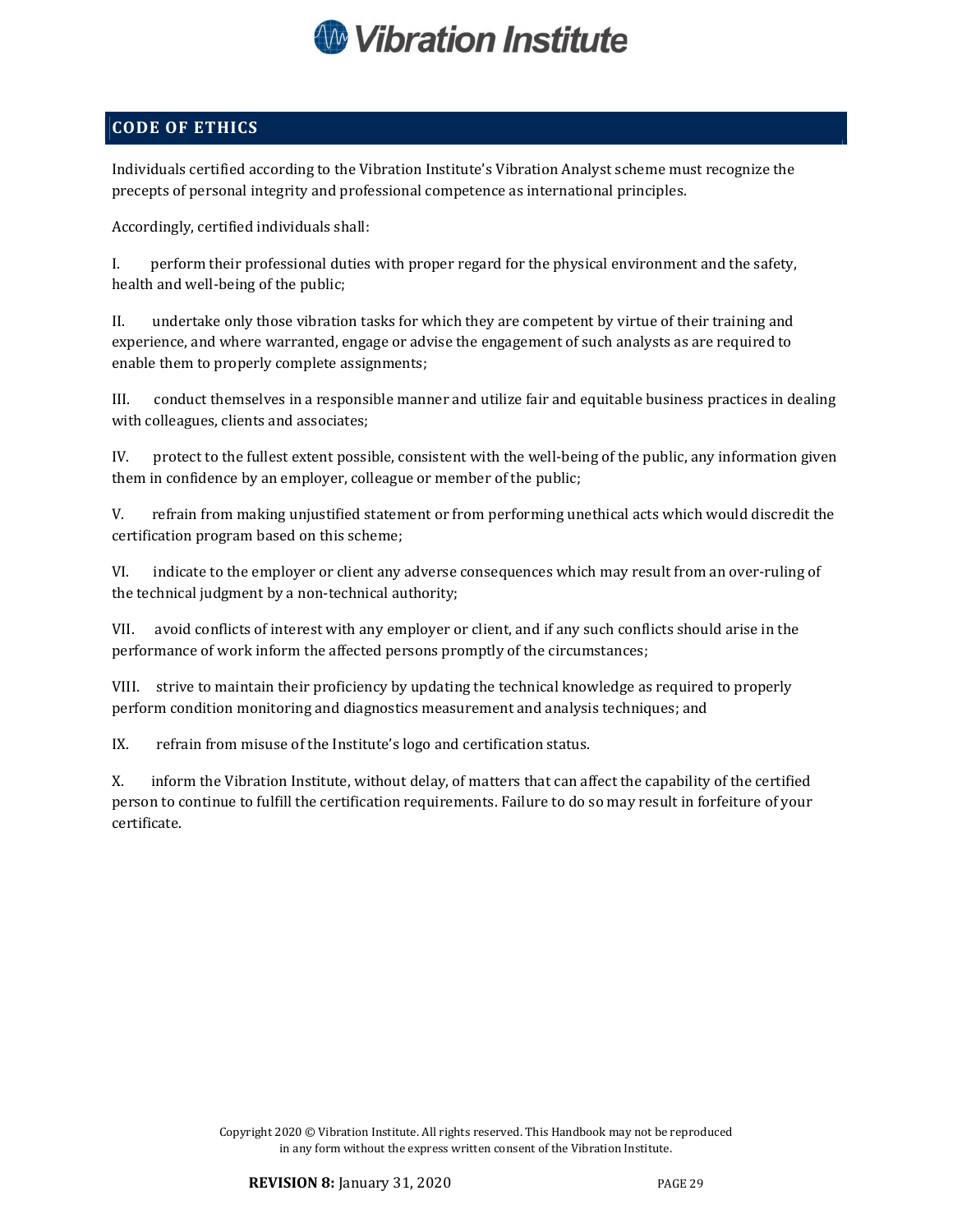## CODE OF ETHICS

Individuals certified according to the Vibration Institute's Vibration Analyst scheme must recognize the precepts of personal integrity and professional competence as international principles.

Accordingly, certified individuals shall:

I. perform their professional duties with proper regard for the physical environment and the safety, health and well-being of the public;

II. undertake only those vibration tasks for which they are competent by virtue of their training and experience, and where warranted, engage or advise the engagement of such analysts as are required to enable them to properly complete assignments;

III. conduct themselves in a responsible manner and utilize fair and equitable business practices in dealing with colleagues, clients and associates;

IV. protect to the fullest extent possible, consistent with the well-being of the public, any information given them in confidence by an employer, colleague or member of the public;

V. refrain from making unjustified statement or from performing unethical acts which would discredit the certification program based on this scheme;

VI. indicate to the employer or client any adverse consequences which may result from an over-ruling of the technical judgment by a non-technical authority;

VII. avoid conflicts of interest with any employer or client, and if any such conflicts should arise in the performance of work inform the affected persons promptly of the circumstances;

VIII. strive to maintain their proficiency by updating the technical knowledge as required to properly perform condition monitoring and diagnostics measurement and analysis techniques; and

IX. refrain from misuse of the Institute's logo and certification status.

X. inform the Vibration Institute, without delay, of matters that can affect the capability of the certified person to continue to fulfill the certification requirements. Failure to do so may result in forfeiture of your certificate.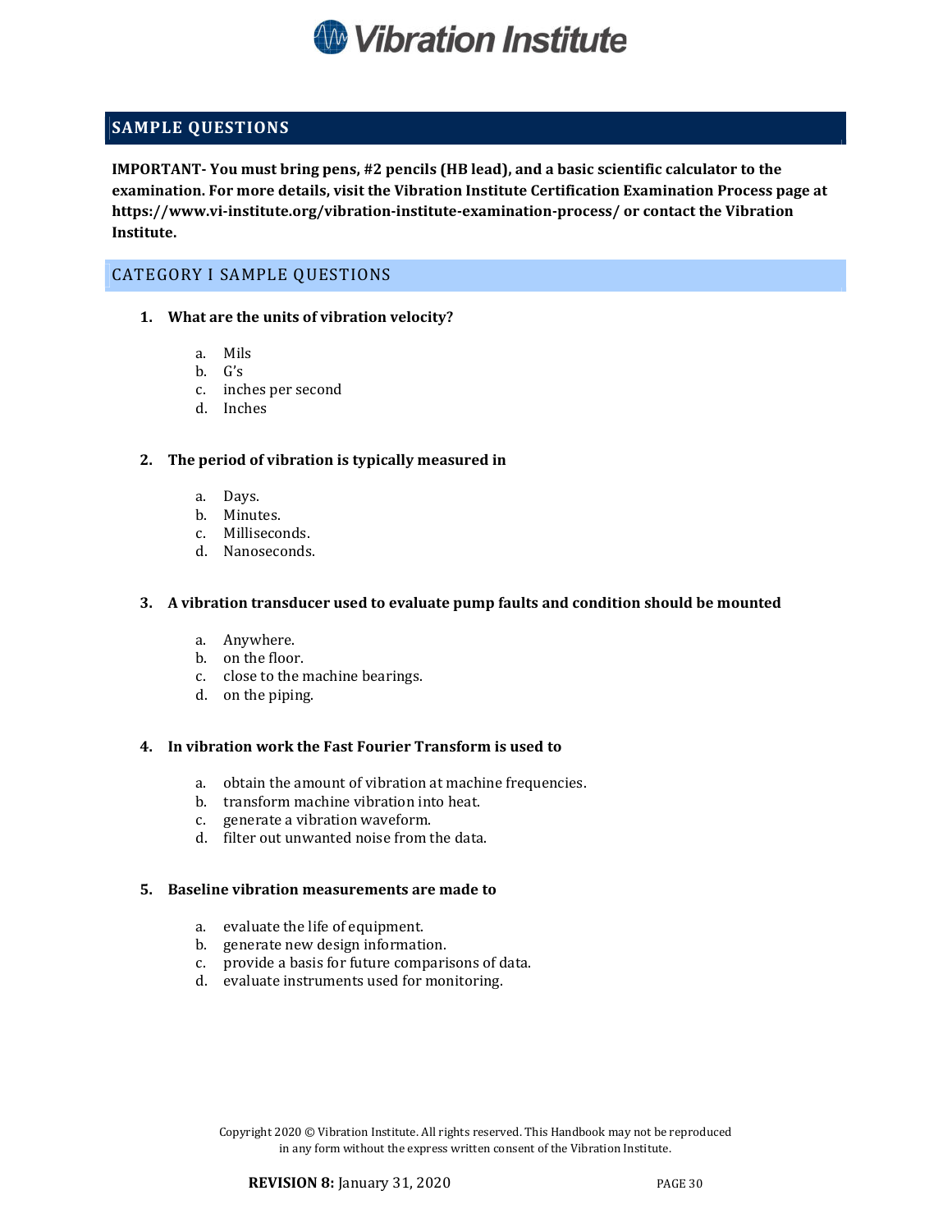## SAMPLE QUESTIONS

**IMPORTANT- You must bring pens, #2 pencils (HB lead), and a basic scientific calculator to the examination. For more details, visit the Vibration Institute Certification Examination Process page at https://www.vi-institute.org/vibration-institute-examination-process/ or contact the Vibration Institute.**

### CATEGORY I SAMPLE QUESTIONS

1. **What are the units of vibration velocity?**

    a. Mils
    b. G's
    c. inches per second
    d. Inches

2. **The period of vibration is typically measured in**

    a. Days.
    b. Minutes.
    c. Milliseconds.
    d. Nanoseconds.

3. **A vibration transducer used to evaluate pump faults and condition should be mounted**

    a. Anywhere.
    b. on the floor.
    c. close to the machine bearings.
    d. on the piping.

4. **In vibration work the Fast Fourier Transform is used to**

    a. obtain the amount of vibration at machine frequencies.
    b. transform machine vibration into heat.
    c. generate a vibration waveform.
    d. filter out unwanted noise from the data.

5. **Baseline vibration measurements are made to**

    a. evaluate the life of equipment.
    b. generate new design information.
    c. provide a basis for future comparisons of data.
    d. evaluate instruments used for monitoring.

Copyright 2020 © Vibration Institute. All rights reserved. This Handbook may not be reproduced in any form without the express written consent of the Vibration Institute.

**REVISION 8:** January 31, 2020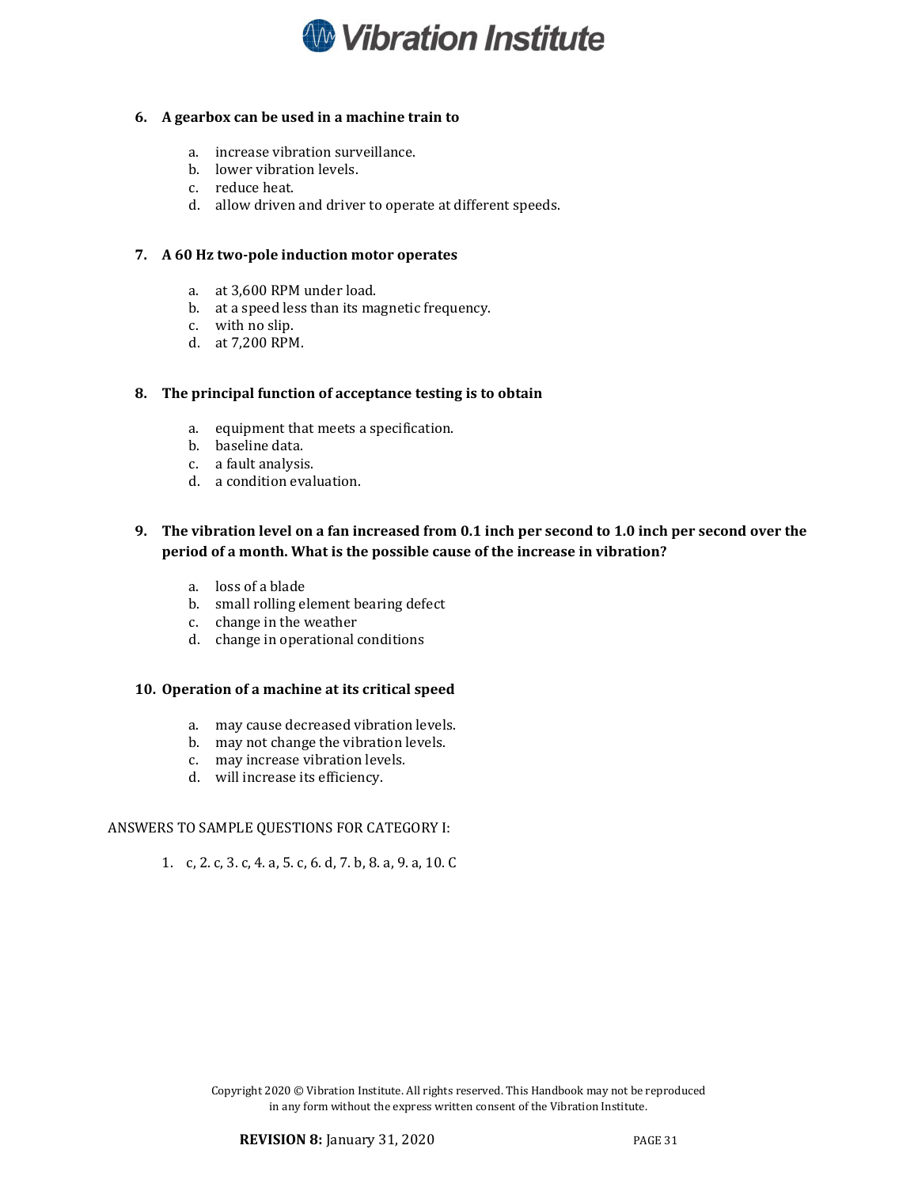**6. A gearbox can be used in a machine train to**

a. increase vibration surveillance.
b. lower vibration levels.
c. reduce heat.
d. allow driven and driver to operate at different speeds.

**7. A 60 Hz two-pole induction motor operates**

a. at 3,600 RPM under load.
b. at a speed less than its magnetic frequency.
c. with no slip.
d. at 7,200 RPM.

**8. The principal function of acceptance testing is to obtain**

a. equipment that meets a specification.
b. baseline data.
c. a fault analysis.
d. a condition evaluation.

**9. The vibration level on a fan increased from 0.1 inch per second to 1.0 inch per second over the period of a month. What is the possible cause of the increase in vibration?**

a. loss of a blade
b. small rolling element bearing defect
c. change in the weather
d. change in operational conditions

**10. Operation of a machine at its critical speed**

a. may cause decreased vibration levels.
b. may not change the vibration levels.
c. may increase vibration levels.
d. will increase its efficiency.

ANSWERS TO SAMPLE QUESTIONS FOR CATEGORY I:

1. c, 2. c, 3. c, 4. a, 5. c, 6. d, 7. b, 8. a, 9. a, 10. C

Copyright 2020 © Vibration Institute. All rights reserved. This Handbook may not be reproduced in any form without the express written consent of the Vibration Institute.

**REVISION 8:** January 31, 2020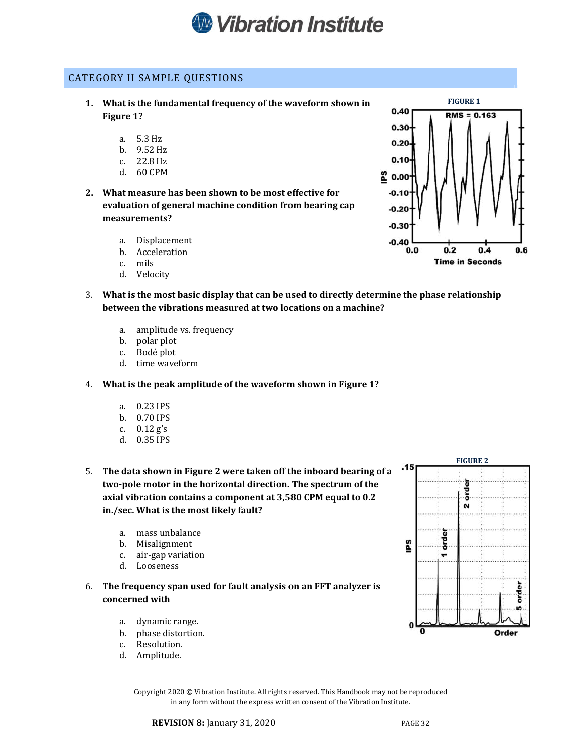## CATEGORY II SAMPLE QUESTIONS

1. **What is the fundamental frequency of the waveform shown in Figure 1?**

   a. 5.3 Hz
   b. 9.52 Hz
   c. 22.8 Hz
   d. 60 CPM

2. **What measure has been shown to be most effective for evaluation of general machine condition from bearing cap measurements?**

   a. Displacement
   b. Acceleration
   c. mils
   d. Velocity

3. **What is the most basic display that can be used to directly determine the phase relationship between the vibrations measured at two locations on a machine?**

   a. amplitude vs. frequency
   b. polar plot
   c. Bodé plot
   d. time waveform

4. **What is the peak amplitude of the waveform shown in Figure 1?**

   a. 0.23 IPS
   b. 0.70 IPS
   c. 0.12 g's
   d. 0.35 IPS

5. **The data shown in Figure 2 were taken off the inboard bearing of a two-pole motor in the horizontal direction. The spectrum of the axial vibration contains a component at 3,580 CPM equal to 0.2 in./sec. What is the most likely fault?**

   a. mass unbalance
   b. Misalignment
   c. air-gap variation
   d. Looseness

6. **The frequency span used for fault analysis on an FFT analyzer is concerned with**

   a. dynamic range.
   b. phase distortion.
   c. Resolution.
   d. Amplitude.

FIGURE 1

FIGURE 2

Copyright 2020 © Vibration Institute. All rights reserved. This Handbook may not be reproduced in any form without the express written consent of the Vibration Institute.

**REVISION 8:** January 31, 2020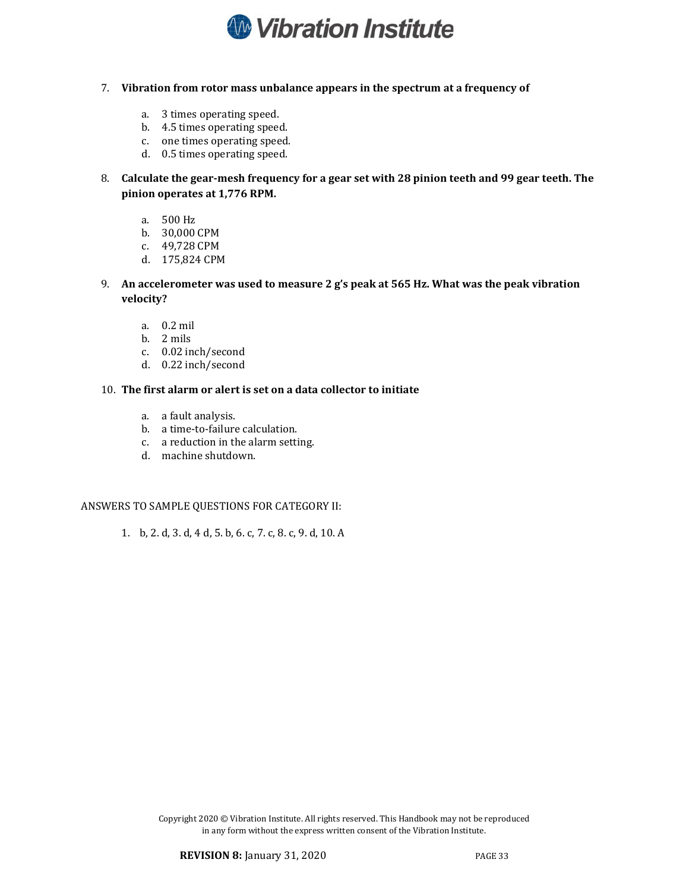7. **Vibration from rotor mass unbalance appears in the spectrum at a frequency of**

   a. 3 times operating speed.
   b. 4.5 times operating speed.
   c. one times operating speed.
   d. 0.5 times operating speed.

8. **Calculate the gear-mesh frequency for a gear set with 28 pinion teeth and 99 gear teeth. The pinion operates at 1,776 RPM.**

   a. 500 Hz
   b. 30,000 CPM
   c. 49,728 CPM
   d. 175,824 CPM

9. **An accelerometer was used to measure 2 g's peak at 565 Hz. What was the peak vibration velocity?**

   a. 0.2 mil
   b. 2 mils
   c. 0.02 inch/second
   d. 0.22 inch/second

10. **The first alarm or alert is set on a data collector to initiate**

    a. a fault analysis.
    b. a time-to-failure calculation.
    c. a reduction in the alarm setting.
    d. machine shutdown.

ANSWERS TO SAMPLE QUESTIONS FOR CATEGORY II:

1. b, 2. d, 3. d, 4 d, 5. b, 6. c, 7. c, 8. c, 9. d, 10. A

Copyright 2020 © Vibration Institute. All rights reserved. This Handbook may not be reproduced in any form without the express written consent of the Vibration Institute.

**REVISION 8:** January 31, 2020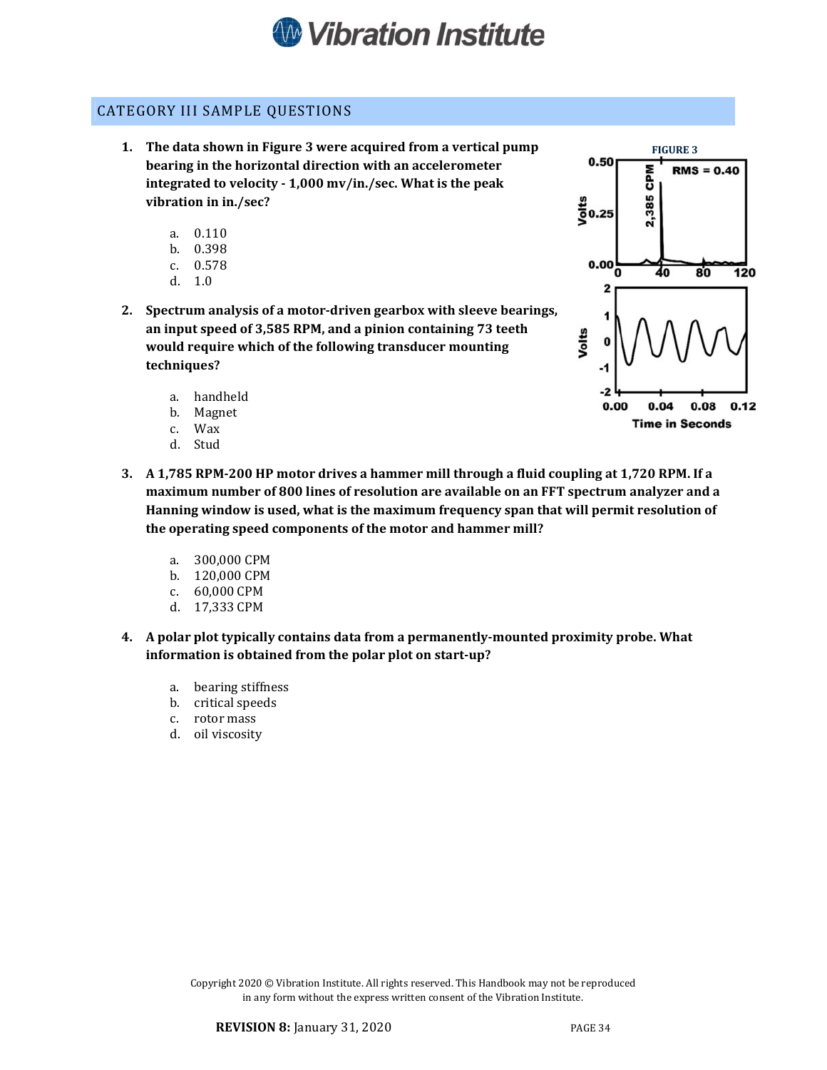## CATEGORY III SAMPLE QUESTIONS

1. **The data shown in Figure 3 were acquired from a vertical pump bearing in the horizontal direction with an accelerometer integrated to velocity - 1,000 mv/in./sec. What is the peak vibration in in./sec?**

   a. 0.110
   b. 0.398
   c. 0.578
   d. 1.0

FIGURE 3

2. **Spectrum analysis of a motor-driven gearbox with sleeve bearings, an input speed of 3,585 RPM, and a pinion containing 73 teeth would require which of the following transducer mounting techniques?**

   a. handheld
   b. Magnet
   c. Wax
   d. Stud

3. **A 1,785 RPM-200 HP motor drives a hammer mill through a fluid coupling at 1,720 RPM. If a maximum number of 800 lines of resolution are available on an FFT spectrum analyzer and a Hanning window is used, what is the maximum frequency span that will permit resolution of the operating speed components of the motor and hammer mill?**

   a. 300,000 CPM
   b. 120,000 CPM
   c. 60,000 CPM
   d. 17,333 CPM

4. **A polar plot typically contains data from a permanently-mounted proximity probe. What information is obtained from the polar plot on start-up?**

   a. bearing stiffness
   b. critical speeds
   c. rotor mass
   d. oil viscosity

Copyright 2020 © Vibration Institute. All rights reserved. This Handbook may not be reproduced in any form without the express written consent of the Vibration Institute.

**REVISION 8:** January 31, 2020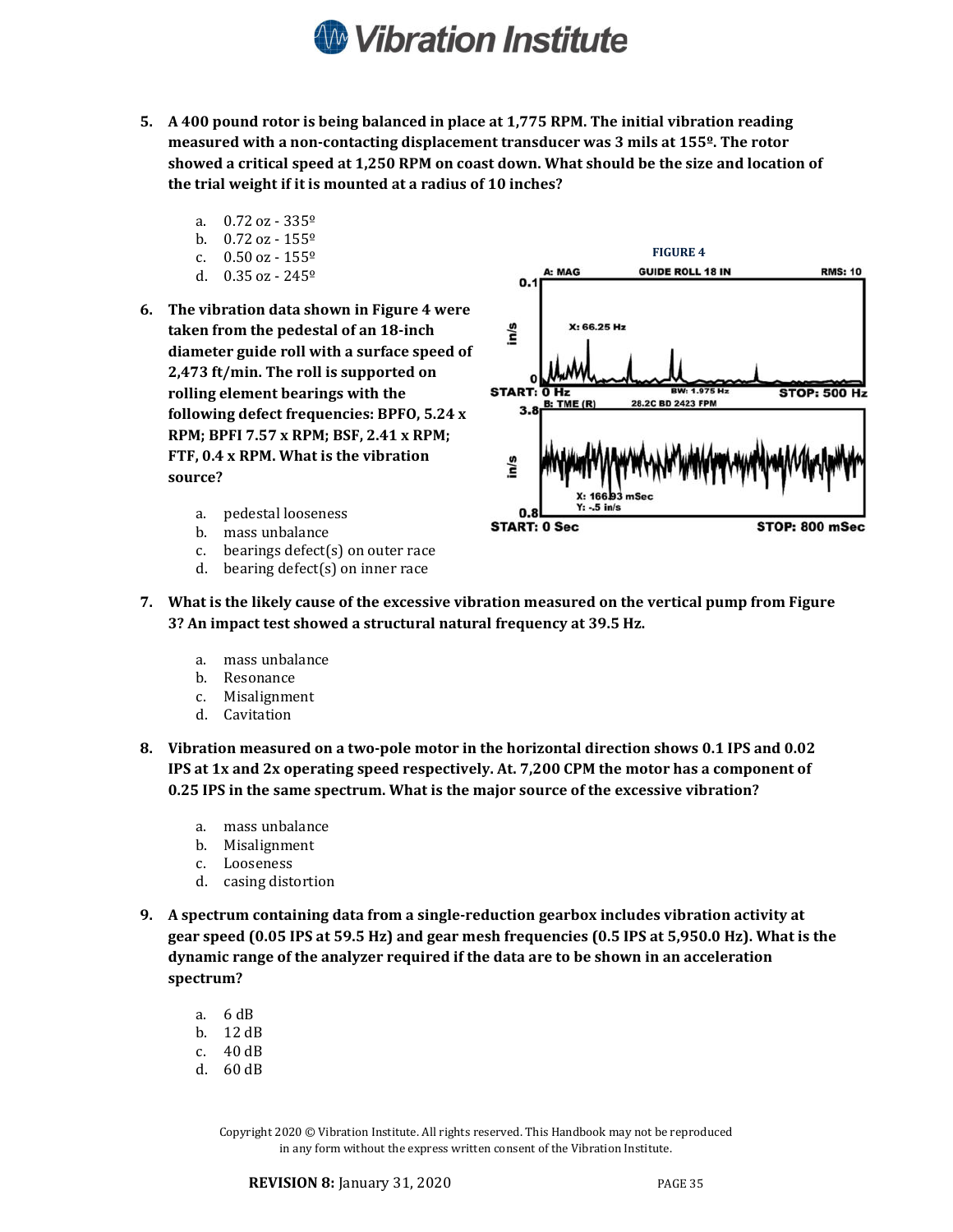5. **A 400 pound rotor is being balanced in place at 1,775 RPM. The initial vibration reading measured with a non-contacting displacement transducer was 3 mils at 155º. The rotor showed a critical speed at 1,250 RPM on coast down. What should be the size and location of the trial weight if it is mounted at a radius of 10 inches?**

   a. 0.72 oz - 335º
   b. 0.72 oz - 155º
   c. 0.50 oz - 155º
   d. 0.35 oz - 245º

6. **The vibration data shown in Figure 4 were taken from the pedestal of an 18-inch diameter guide roll with a surface speed of 2,473 ft/min. The roll is supported on rolling element bearings with the following defect frequencies: BPFO, 5.24 x RPM; BPFI 7.57 x RPM; BSF, 2.41 x RPM; FTF, 0.4 x RPM. What is the vibration source?**

   **FIGURE 4**

   a. pedestal looseness
   b. mass unbalance
   c. bearings defect(s) on outer race
   d. bearing defect(s) on inner race

7. **What is the likely cause of the excessive vibration measured on the vertical pump from Figure 3? An impact test showed a structural natural frequency at 39.5 Hz.**

   a. mass unbalance
   b. Resonance
   c. Misalignment
   d. Cavitation

8. **Vibration measured on a two-pole motor in the horizontal direction shows 0.1 IPS and 0.02 IPS at 1x and 2x operating speed respectively. At. 7,200 CPM the motor has a component of 0.25 IPS in the same spectrum. What is the major source of the excessive vibration?**

   a. mass unbalance
   b. Misalignment
   c. Looseness
   d. casing distortion

9. **A spectrum containing data from a single-reduction gearbox includes vibration activity at gear speed (0.05 IPS at 59.5 Hz) and gear mesh frequencies (0.5 IPS at 5,950.0 Hz). What is the dynamic range of the analyzer required if the data are to be shown in an acceleration spectrum?**

   a. 6 dB
   b. 12 dB
   c. 40 dB
   d. 60 dB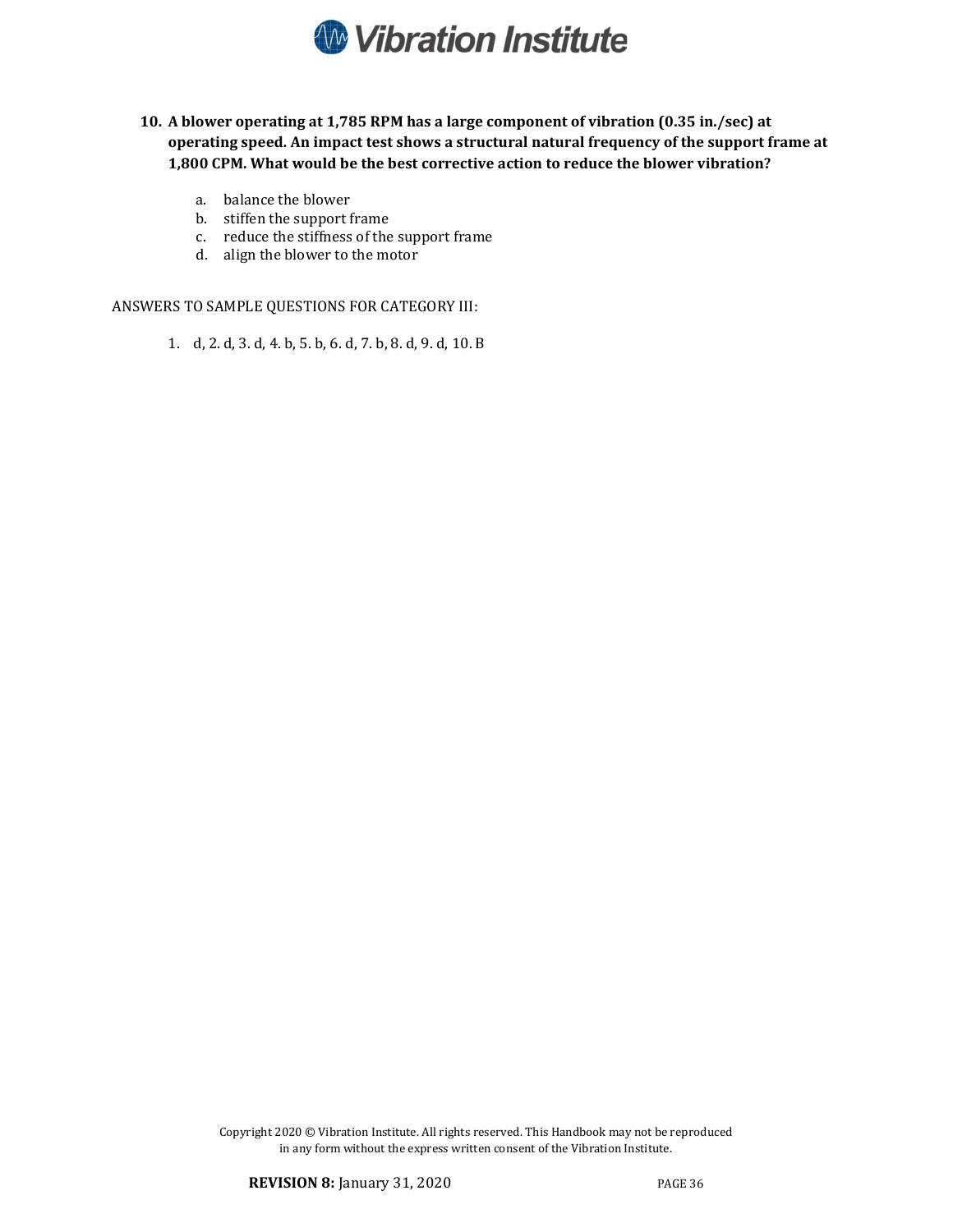**10. A blower operating at 1,785 RPM has a large component of vibration (0.35 in./sec) at operating speed. An impact test shows a structural natural frequency of the support frame at 1,800 CPM. What would be the best corrective action to reduce the blower vibration?**

   a. balance the blower
   b. stiffen the support frame
   c. reduce the stiffness of the support frame
   d. align the blower to the motor

ANSWERS TO SAMPLE QUESTIONS FOR CATEGORY III:

1. d, 2. d, 3. d, 4. b, 5. b, 6. d, 7. b, 8. d, 9. d, 10. B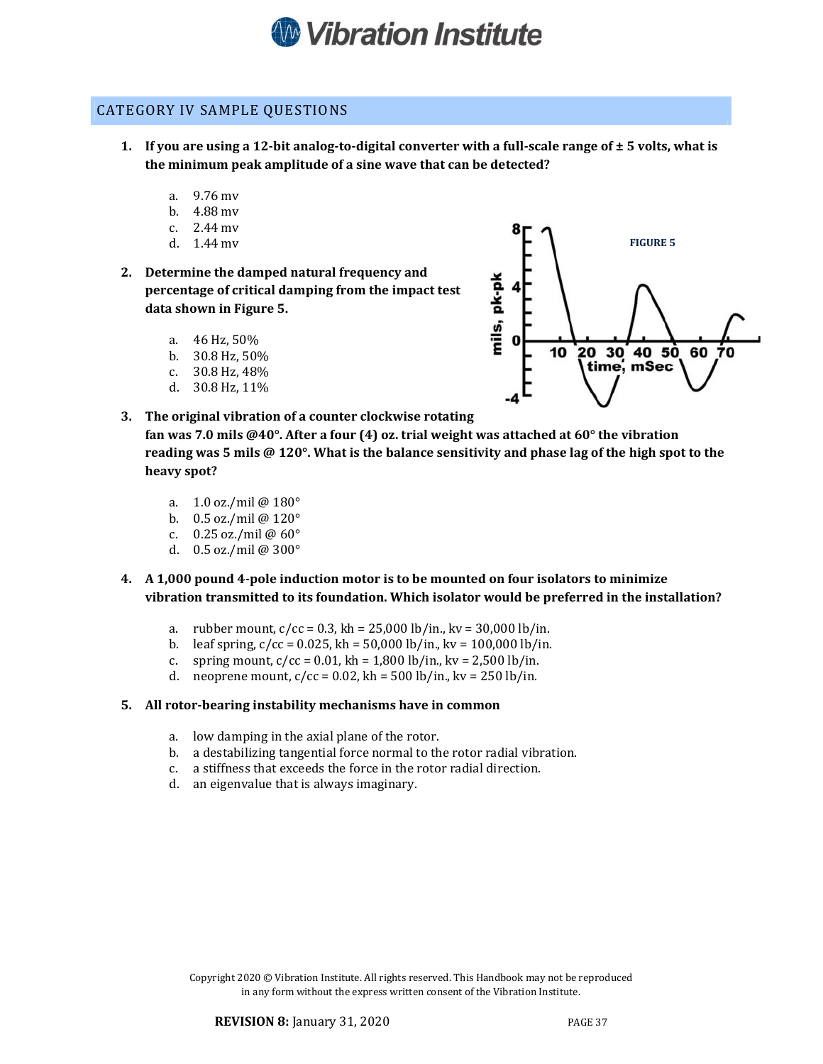## CATEGORY IV SAMPLE QUESTIONS

1. **If you are using a 12-bit analog-to-digital converter with a full-scale range of ± 5 volts, what is the minimum peak amplitude of a sine wave that can be detected?**

   a. 9.76 mv
   b. 4.88 mv
   c. 2.44 mv
   d. 1.44 mv

2. **Determine the damped natural frequency and percentage of critical damping from the impact test data shown in Figure 5.**

   a. 46 Hz, 50%
   b. 30.8 Hz, 50%
   c. 30.8 Hz, 48%
   d. 30.8 Hz, 11%

FIGURE 5

3. **The original vibration of a counter clockwise rotating fan was 7.0 mils @40°. After a four (4) oz. trial weight was attached at 60° the vibration reading was 5 mils @ 120°. What is the balance sensitivity and phase lag of the high spot to the heavy spot?**

   a. 1.0 oz./mil @ 180°
   b. 0.5 oz./mil @ 120°
   c. 0.25 oz./mil @ 60°
   d. 0.5 oz./mil @ 300°

4. **A 1,000 pound 4-pole induction motor is to be mounted on four isolators to minimize vibration transmitted to its foundation. Which isolator would be preferred in the installation?**

   a. rubber mount, c/cc = 0.3, kh = 25,000 lb/in., kv = 30,000 lb/in.
   b. leaf spring, c/cc = 0.025, kh = 50,000 lb/in., kv = 100,000 lb/in.
   c. spring mount, c/cc = 0.01, kh = 1,800 lb/in., kv = 2,500 lb/in.
   d. neoprene mount, c/cc = 0.02, kh = 500 lb/in., kv = 250 lb/in.

5. **All rotor-bearing instability mechanisms have in common**

   a. low damping in the axial plane of the rotor.
   b. a destabilizing tangential force normal to the rotor radial vibration.
   c. a stiffness that exceeds the force in the rotor radial direction.
   d. an eigenvalue that is always imaginary.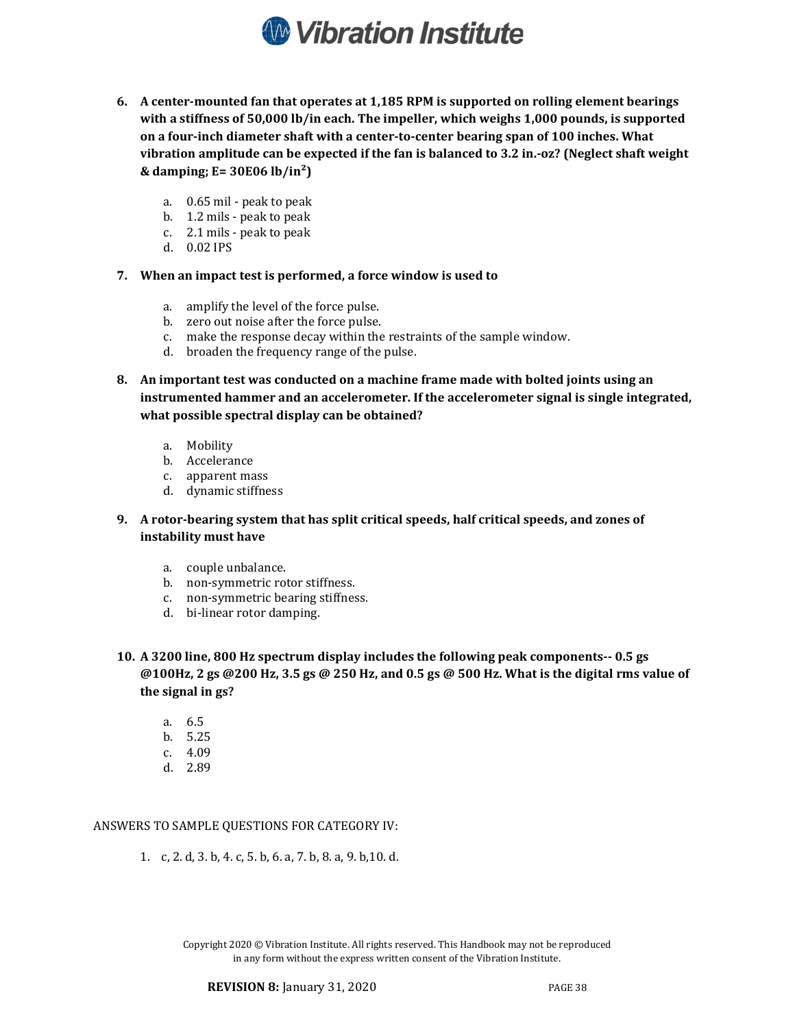6. **A center-mounted fan that operates at 1,185 RPM is supported on rolling element bearings with a stiffness of 50,000 lb/in each. The impeller, which weighs 1,000 pounds, is supported on a four-inch diameter shaft with a center-to-center bearing span of 100 inches. What vibration amplitude can be expected if the fan is balanced to 3.2 in.-oz? (Neglect shaft weight & damping; E= 30E06 lb/in²)**

   a. 0.65 mil - peak to peak
   b. 1.2 mils - peak to peak
   c. 2.1 mils - peak to peak
   d. 0.02 IPS

7. **When an impact test is performed, a force window is used to**

   a. amplify the level of the force pulse.
   b. zero out noise after the force pulse.
   c. make the response decay within the restraints of the sample window.
   d. broaden the frequency range of the pulse.

8. **An important test was conducted on a machine frame made with bolted joints using an instrumented hammer and an accelerometer. If the accelerometer signal is single integrated, what possible spectral display can be obtained?**

   a. Mobility
   b. Accelerance
   c. apparent mass
   d. dynamic stiffness

9. **A rotor-bearing system that has split critical speeds, half critical speeds, and zones of instability must have**

   a. couple unbalance.
   b. non-symmetric rotor stiffness.
   c. non-symmetric bearing stiffness.
   d. bi-linear rotor damping.

10. **A 3200 line, 800 Hz spectrum display includes the following peak components-- 0.5 gs @100Hz, 2 gs @200 Hz, 3.5 gs @ 250 Hz, and 0.5 gs @ 500 Hz. What is the digital rms value of the signal in gs?**

    a. 6.5
    b. 5.25
    c. 4.09
    d. 2.89

ANSWERS TO SAMPLE QUESTIONS FOR CATEGORY IV:

1. c, 2. d, 3. b, 4. c, 5. b, 6. a, 7. b, 8. a, 9. b,10. d.

Copyright 2020 © Vibration Institute. All rights reserved. This Handbook may not be reproduced in any form without the express written consent of the Vibration Institute.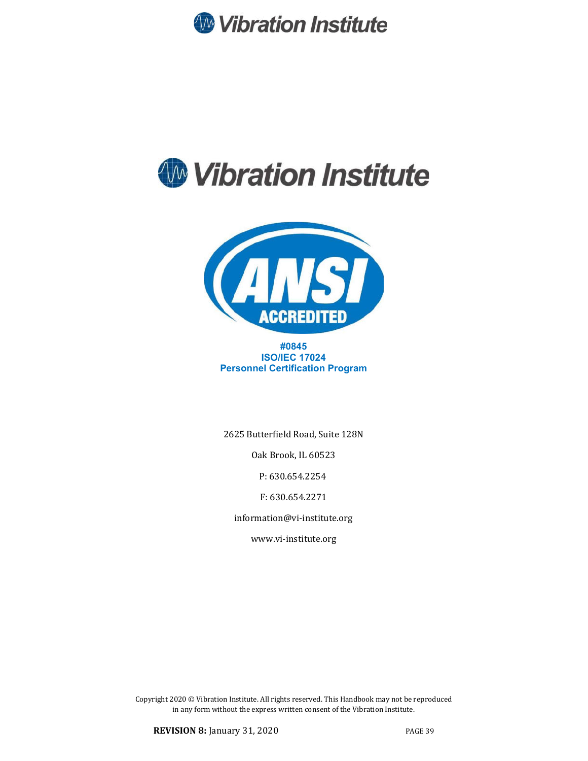Vibration Institute

ANSI ACCREDITED

**#0845**
**ISO/IEC 17024**
**Personnel Certification Program**

2625 Butterfield Road, Suite 128N

Oak Brook, IL 60523

P: 630.654.2254

F: 630.654.2271

information@vi-institute.org

www.vi-institute.org

Copyright 2020 © Vibration Institute. All rights reserved. This Handbook may not be reproduced in any form without the express written consent of the Vibration Institute.